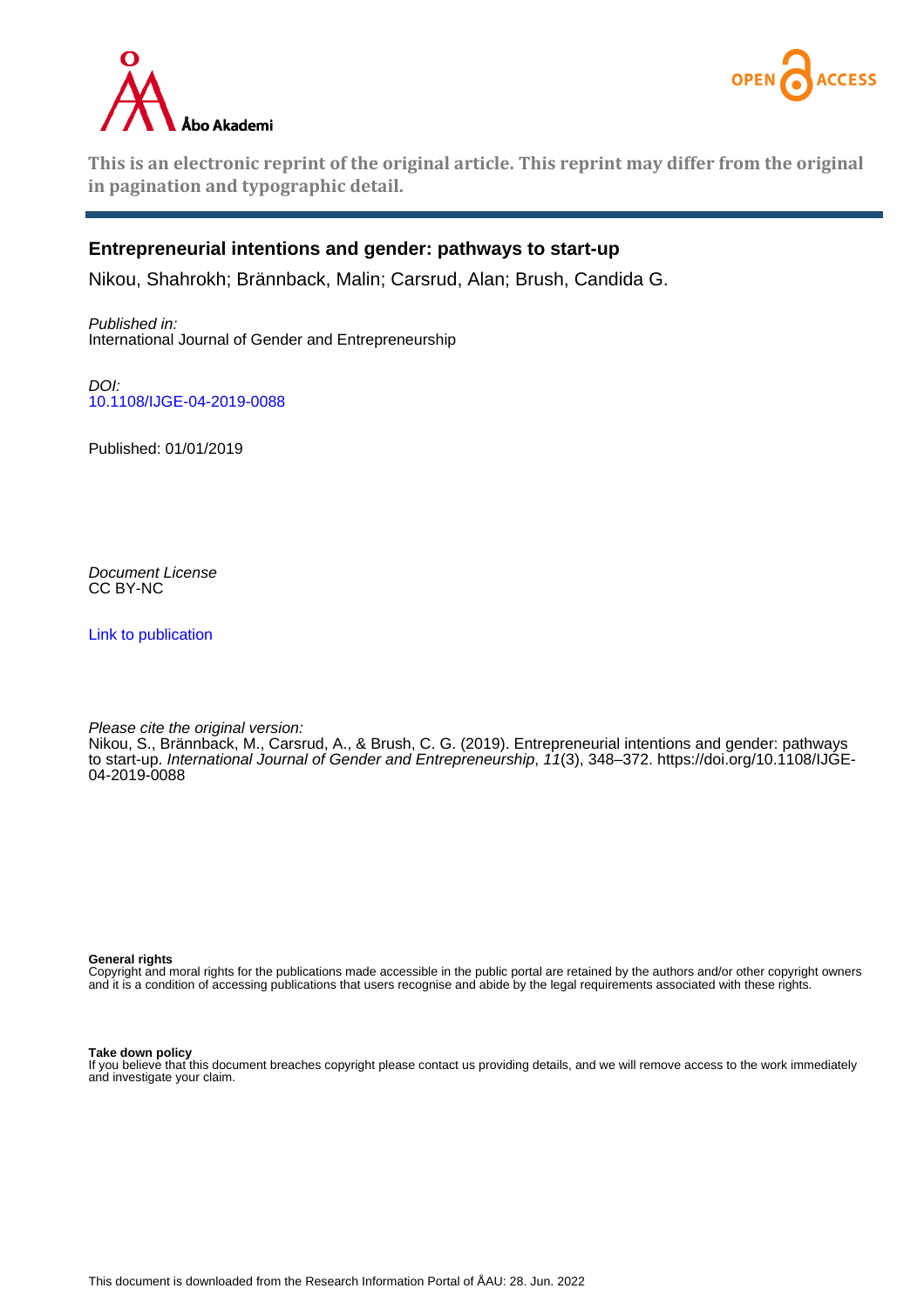This is an electronic reprint of the original article. This reprint may differ from the original in pagination and typographic detail.

# Entrepreneurial intentions and gender: pathways to start-up

Nikou, Shahrokh; Brännback, Malin; Carsrud, Alan; Brush, Candida G.

*Published in:*
International Journal of Gender and Entrepreneurship

*DOI:*
10.1108/IJGE-04-2019-0088

Published: 01/01/2019

*Document License*
CC BY-NC

Link to publication

*Please cite the original version:*
Nikou, S., Brännback, M., Carsrud, A., & Brush, C. G. (2019). Entrepreneurial intentions and gender: pathways to start-up. *International Journal of Gender and Entrepreneurship*, *11*(3), 348–372. https://doi.org/10.1108/IJGE-04-2019-0088

**General rights**
Copyright and moral rights for the publications made accessible in the public portal are retained by the authors and/or other copyright owners and it is a condition of accessing publications that users recognise and abide by the legal requirements associated with these rights.

**Take down policy**
If you believe that this document breaches copyright please contact us providing details, and we will remove access to the work immediately and investigate your claim.

This document is downloaded from the Research Information Portal of ÅAU: 28. Jun. 2022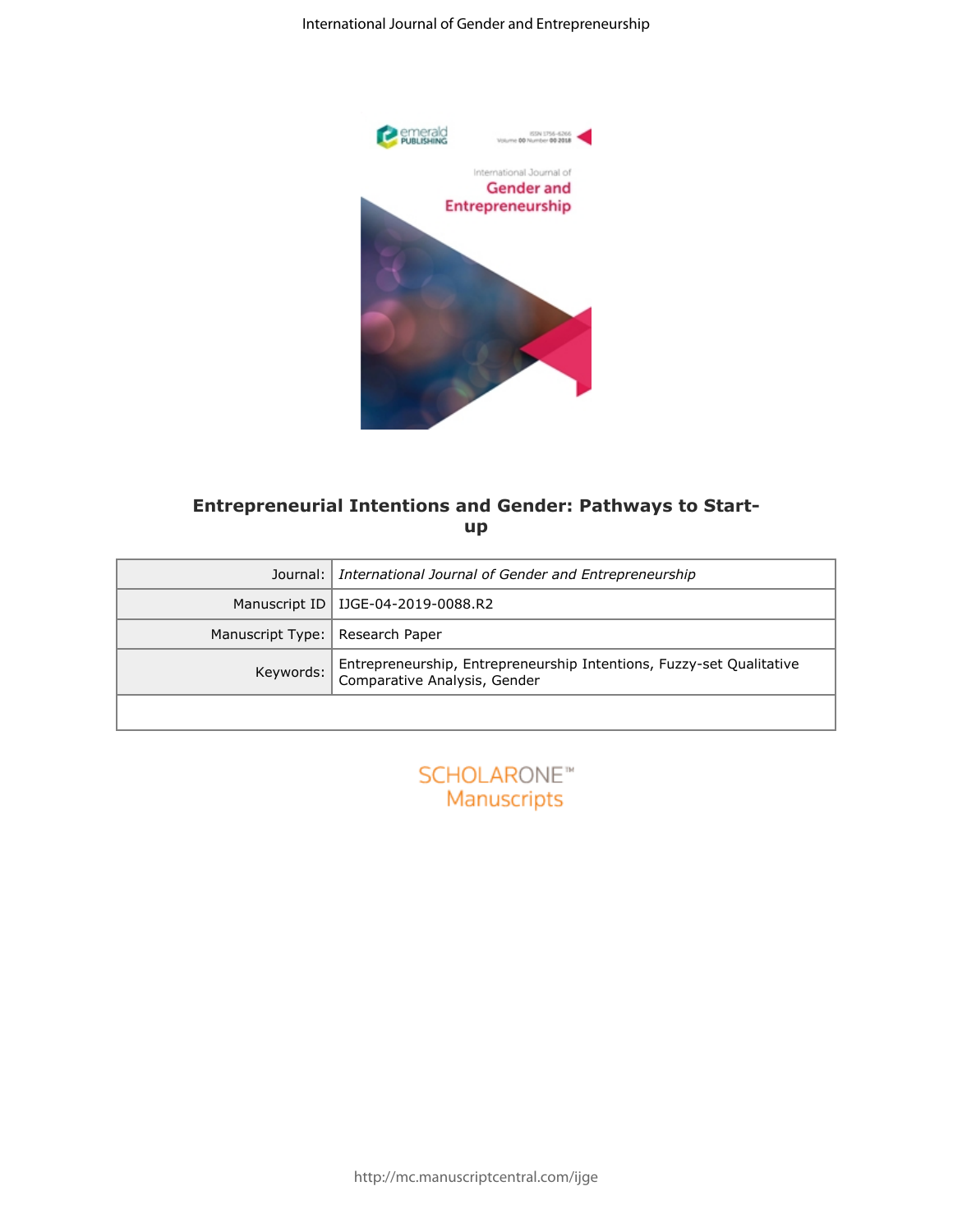# Entrepreneurial Intentions and Gender: Pathways to Start-up

| Journal: | *International Journal of Gender and Entrepreneurship* |
|---|---|
| Manuscript ID | IJGE-04-2019-0088.R2 |
| Manuscript Type: | Research Paper |
| Keywords: | Entrepreneurship, Entrepreneurship Intentions, Fuzzy-set Qualitative Comparative Analysis, Gender |
| | |

SCHOLARONE™ Manuscripts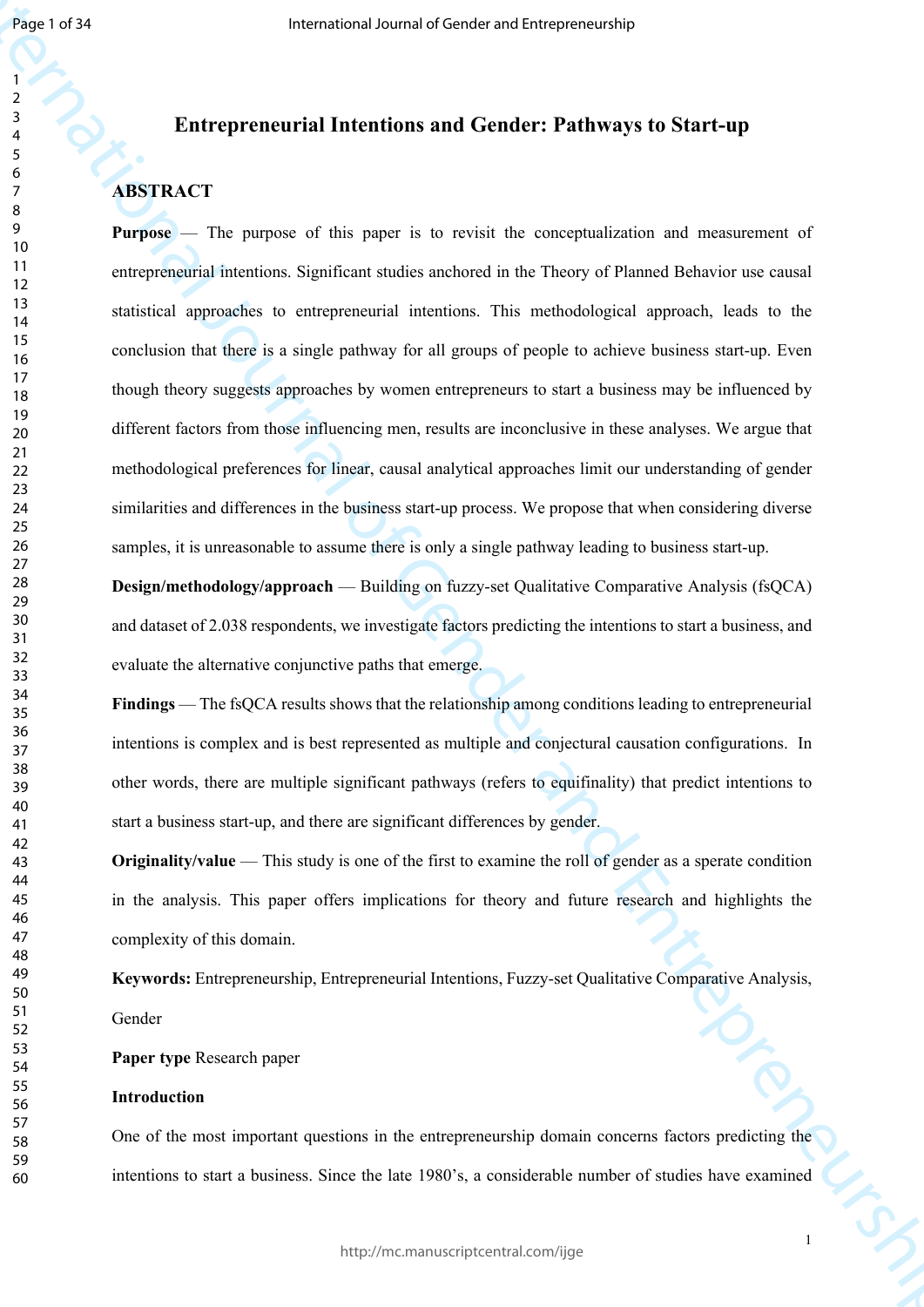# Entrepreneurial Intentions and Gender: Pathways to Start-up

## ABSTRACT

**Purpose** — The purpose of this paper is to revisit the conceptualization and measurement of entrepreneurial intentions. Significant studies anchored in the Theory of Planned Behavior use causal statistical approaches to entrepreneurial intentions. This methodological approach, leads to the conclusion that there is a single pathway for all groups of people to achieve business start-up. Even though theory suggests approaches by women entrepreneurs to start a business may be influenced by different factors from those influencing men, results are inconclusive in these analyses. We argue that methodological preferences for linear, causal analytical approaches limit our understanding of gender similarities and differences in the business start-up process. We propose that when considering diverse samples, it is unreasonable to assume there is only a single pathway leading to business start-up.

**Design/methodology/approach** — Building on fuzzy-set Qualitative Comparative Analysis (fsQCA) and dataset of 2.038 respondents, we investigate factors predicting the intentions to start a business, and evaluate the alternative conjunctive paths that emerge.

**Findings** — The fsQCA results shows that the relationship among conditions leading to entrepreneurial intentions is complex and is best represented as multiple and conjectural causation configurations. In other words, there are multiple significant pathways (refers to equifinality) that predict intentions to start a business start-up, and there are significant differences by gender.

**Originality/value** — This study is one of the first to examine the roll of gender as a sperate condition in the analysis. This paper offers implications for theory and future research and highlights the complexity of this domain.

**Keywords:** Entrepreneurship, Entrepreneurial Intentions, Fuzzy-set Qualitative Comparative Analysis, Gender

**Paper type** Research paper

**Introduction**

One of the most important questions in the entrepreneurship domain concerns factors predicting the intentions to start a business. Since the late 1980's, a considerable number of studies have examined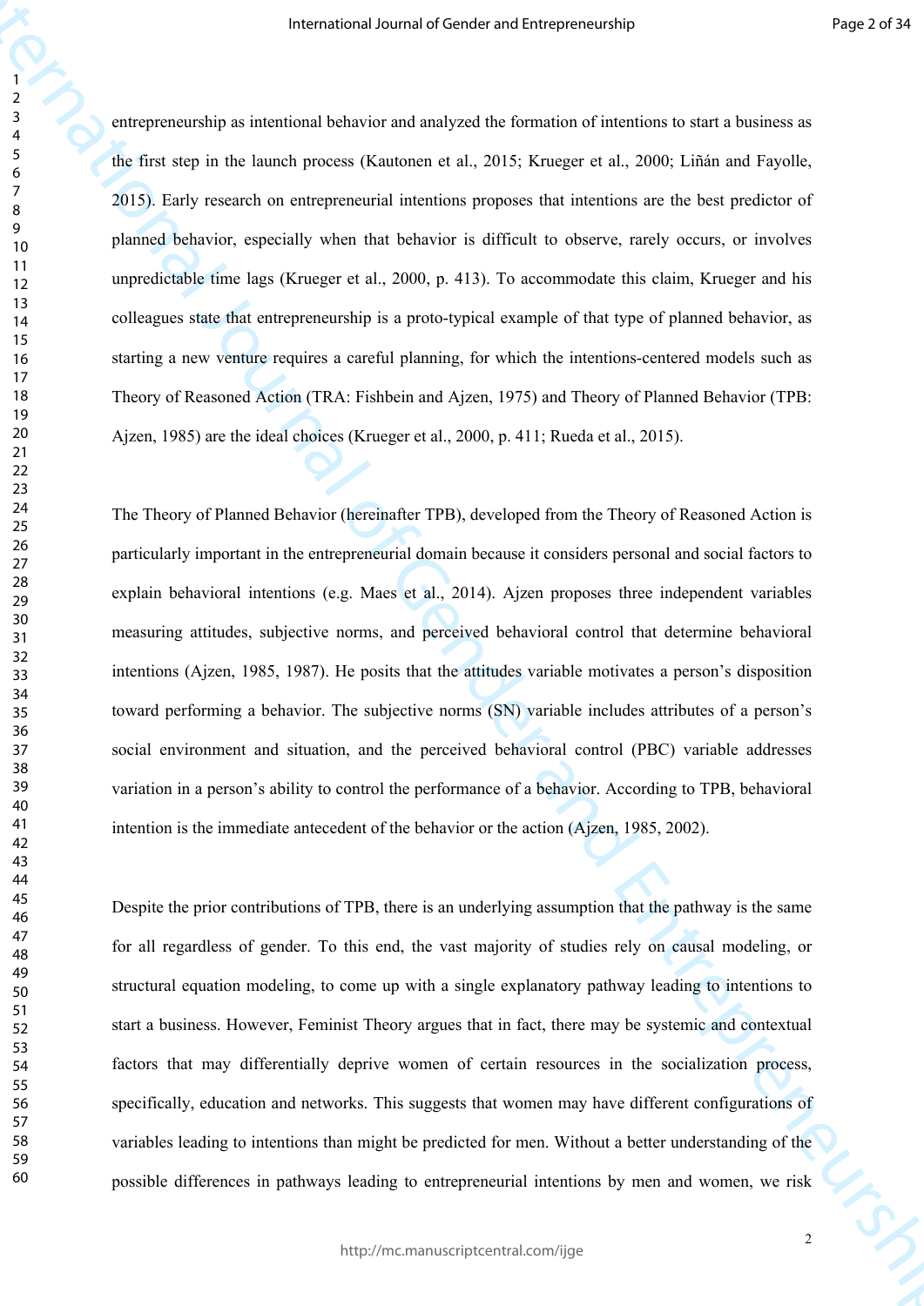entrepreneurship as intentional behavior and analyzed the formation of intentions to start a business as the first step in the launch process (Kautonen et al., 2015; Krueger et al., 2000; Liñán and Fayolle, 2015). Early research on entrepreneurial intentions proposes that intentions are the best predictor of planned behavior, especially when that behavior is difficult to observe, rarely occurs, or involves unpredictable time lags (Krueger et al., 2000, p. 413). To accommodate this claim, Krueger and his colleagues state that entrepreneurship is a proto-typical example of that type of planned behavior, as starting a new venture requires a careful planning, for which the intentions-centered models such as Theory of Reasoned Action (TRA: Fishbein and Ajzen, 1975) and Theory of Planned Behavior (TPB: Ajzen, 1985) are the ideal choices (Krueger et al., 2000, p. 411; Rueda et al., 2015).

The Theory of Planned Behavior (hereinafter TPB), developed from the Theory of Reasoned Action is particularly important in the entrepreneurial domain because it considers personal and social factors to explain behavioral intentions (e.g. Maes et al., 2014). Ajzen proposes three independent variables measuring attitudes, subjective norms, and perceived behavioral control that determine behavioral intentions (Ajzen, 1985, 1987). He posits that the attitudes variable motivates a person's disposition toward performing a behavior. The subjective norms (SN) variable includes attributes of a person's social environment and situation, and the perceived behavioral control (PBC) variable addresses variation in a person's ability to control the performance of a behavior. According to TPB, behavioral intention is the immediate antecedent of the behavior or the action (Ajzen, 1985, 2002).

Despite the prior contributions of TPB, there is an underlying assumption that the pathway is the same for all regardless of gender. To this end, the vast majority of studies rely on causal modeling, or structural equation modeling, to come up with a single explanatory pathway leading to intentions to start a business. However, Feminist Theory argues that in fact, there may be systemic and contextual factors that may differentially deprive women of certain resources in the socialization process, specifically, education and networks. This suggests that women may have different configurations of variables leading to intentions than might be predicted for men. Without a better understanding of the possible differences in pathways leading to entrepreneurial intentions by men and women, we risk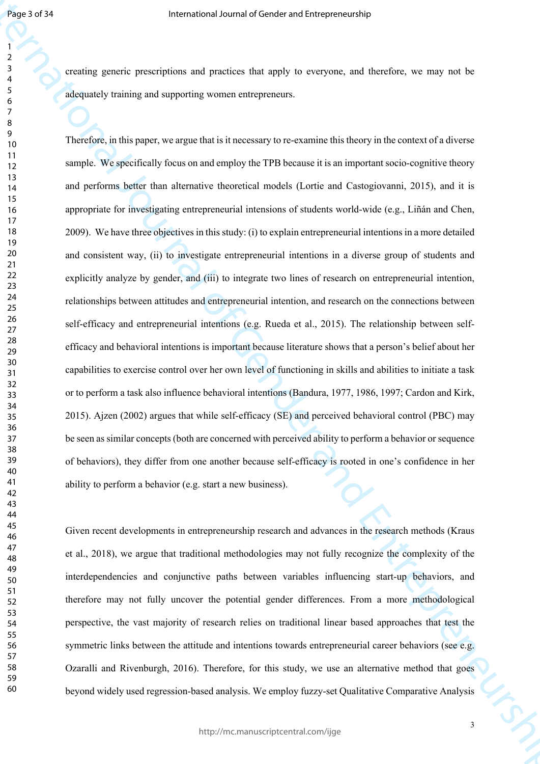creating generic prescriptions and practices that apply to everyone, and therefore, we may not be adequately training and supporting women entrepreneurs.

Therefore, in this paper, we argue that is it necessary to re-examine this theory in the context of a diverse sample. We specifically focus on and employ the TPB because it is an important socio-cognitive theory and performs better than alternative theoretical models (Lortie and Castogiovanni, 2015), and it is appropriate for investigating entrepreneurial intensions of students world-wide (e.g., Liñán and Chen, 2009). We have three objectives in this study: (i) to explain entrepreneurial intentions in a more detailed and consistent way, (ii) to investigate entrepreneurial intentions in a diverse group of students and explicitly analyze by gender, and (iii) to integrate two lines of research on entrepreneurial intention, relationships between attitudes and entrepreneurial intention, and research on the connections between self-efficacy and entrepreneurial intentions (e.g. Rueda et al., 2015). The relationship between self-efficacy and behavioral intentions is important because literature shows that a person's belief about her capabilities to exercise control over her own level of functioning in skills and abilities to initiate a task or to perform a task also influence behavioral intentions (Bandura, 1977, 1986, 1997; Cardon and Kirk, 2015). Ajzen (2002) argues that while self-efficacy (SE) and perceived behavioral control (PBC) may be seen as similar concepts (both are concerned with perceived ability to perform a behavior or sequence of behaviors), they differ from one another because self-efficacy is rooted in one's confidence in her ability to perform a behavior (e.g. start a new business).

Given recent developments in entrepreneurship research and advances in the research methods (Kraus et al., 2018), we argue that traditional methodologies may not fully recognize the complexity of the interdependencies and conjunctive paths between variables influencing start-up behaviors, and therefore may not fully uncover the potential gender differences. From a more methodological perspective, the vast majority of research relies on traditional linear based approaches that test the symmetric links between the attitude and intentions towards entrepreneurial career behaviors (see e.g. Ozaralli and Rivenburgh, 2016). Therefore, for this study, we use an alternative method that goes beyond widely used regression-based analysis. We employ fuzzy-set Qualitative Comparative Analysis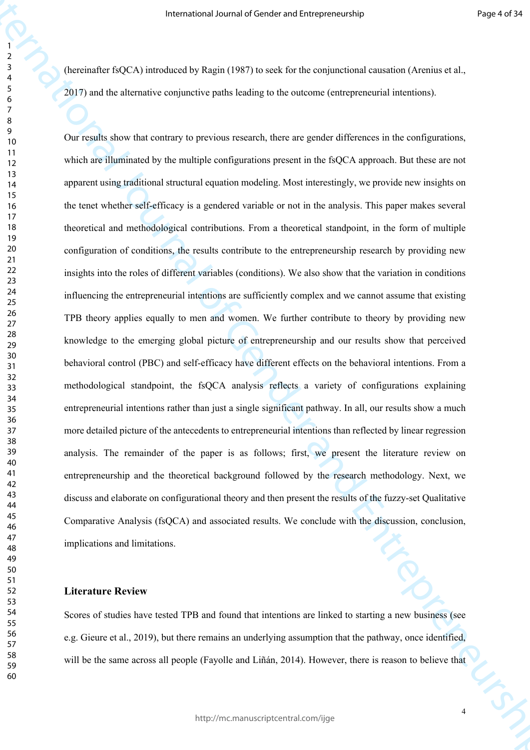(hereinafter fsQCA) introduced by Ragin (1987) to seek for the conjunctional causation (Arenius et al., 2017) and the alternative conjunctive paths leading to the outcome (entrepreneurial intentions).

Our results show that contrary to previous research, there are gender differences in the configurations, which are illuminated by the multiple configurations present in the fsQCA approach. But these are not apparent using traditional structural equation modeling. Most interestingly, we provide new insights on the tenet whether self-efficacy is a gendered variable or not in the analysis. This paper makes several theoretical and methodological contributions. From a theoretical standpoint, in the form of multiple configuration of conditions, the results contribute to the entrepreneurship research by providing new insights into the roles of different variables (conditions). We also show that the variation in conditions influencing the entrepreneurial intentions are sufficiently complex and we cannot assume that existing TPB theory applies equally to men and women. We further contribute to theory by providing new knowledge to the emerging global picture of entrepreneurship and our results show that perceived behavioral control (PBC) and self-efficacy have different effects on the behavioral intentions. From a methodological standpoint, the fsQCA analysis reflects a variety of configurations explaining entrepreneurial intentions rather than just a single significant pathway. In all, our results show a much more detailed picture of the antecedents to entrepreneurial intentions than reflected by linear regression analysis. The remainder of the paper is as follows; first, we present the literature review on entrepreneurship and the theoretical background followed by the research methodology. Next, we discuss and elaborate on configurational theory and then present the results of the fuzzy-set Qualitative Comparative Analysis (fsQCA) and associated results. We conclude with the discussion, conclusion, implications and limitations.

## Literature Review

Scores of studies have tested TPB and found that intentions are linked to starting a new business (see e.g. Gieure et al., 2019), but there remains an underlying assumption that the pathway, once identified, will be the same across all people (Fayolle and Liñán, 2014). However, there is reason to believe that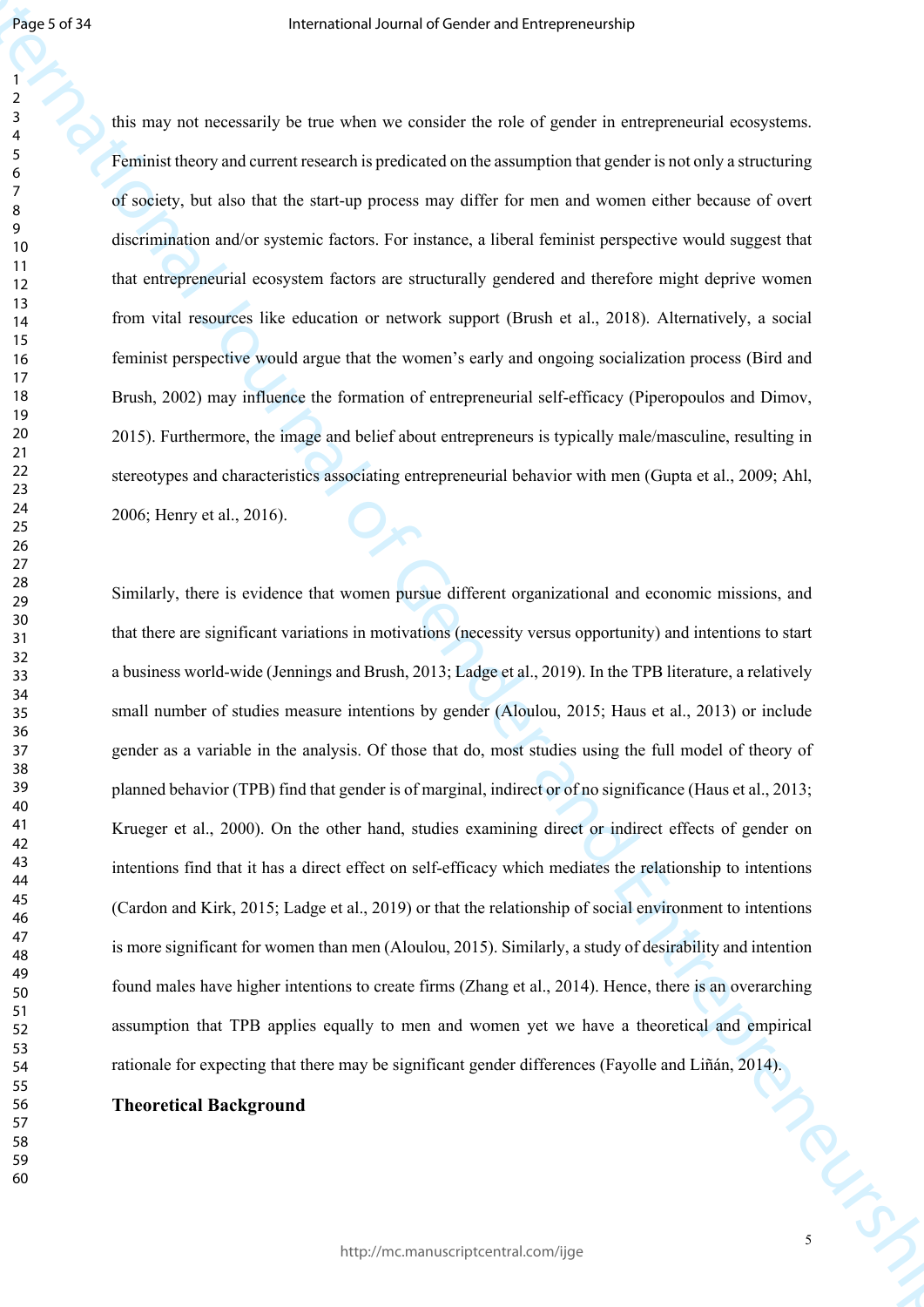this may not necessarily be true when we consider the role of gender in entrepreneurial ecosystems. Feminist theory and current research is predicated on the assumption that gender is not only a structuring of society, but also that the start-up process may differ for men and women either because of overt discrimination and/or systemic factors. For instance, a liberal feminist perspective would suggest that that entrepreneurial ecosystem factors are structurally gendered and therefore might deprive women from vital resources like education or network support (Brush et al., 2018). Alternatively, a social feminist perspective would argue that the women's early and ongoing socialization process (Bird and Brush, 2002) may influence the formation of entrepreneurial self-efficacy (Piperopoulos and Dimov, 2015). Furthermore, the image and belief about entrepreneurs is typically male/masculine, resulting in stereotypes and characteristics associating entrepreneurial behavior with men (Gupta et al., 2009; Ahl, 2006; Henry et al., 2016).

Similarly, there is evidence that women pursue different organizational and economic missions, and that there are significant variations in motivations (necessity versus opportunity) and intentions to start a business world-wide (Jennings and Brush, 2013; Ladge et al., 2019). In the TPB literature, a relatively small number of studies measure intentions by gender (Aloulou, 2015; Haus et al., 2013) or include gender as a variable in the analysis. Of those that do, most studies using the full model of theory of planned behavior (TPB) find that gender is of marginal, indirect or of no significance (Haus et al., 2013; Krueger et al., 2000). On the other hand, studies examining direct or indirect effects of gender on intentions find that it has a direct effect on self-efficacy which mediates the relationship to intentions (Cardon and Kirk, 2015; Ladge et al., 2019) or that the relationship of social environment to intentions is more significant for women than men (Aloulou, 2015). Similarly, a study of desirability and intention found males have higher intentions to create firms (Zhang et al., 2014). Hence, there is an overarching assumption that TPB applies equally to men and women yet we have a theoretical and empirical rationale for expecting that there may be significant gender differences (Fayolle and Liñán, 2014).

## Theoretical Background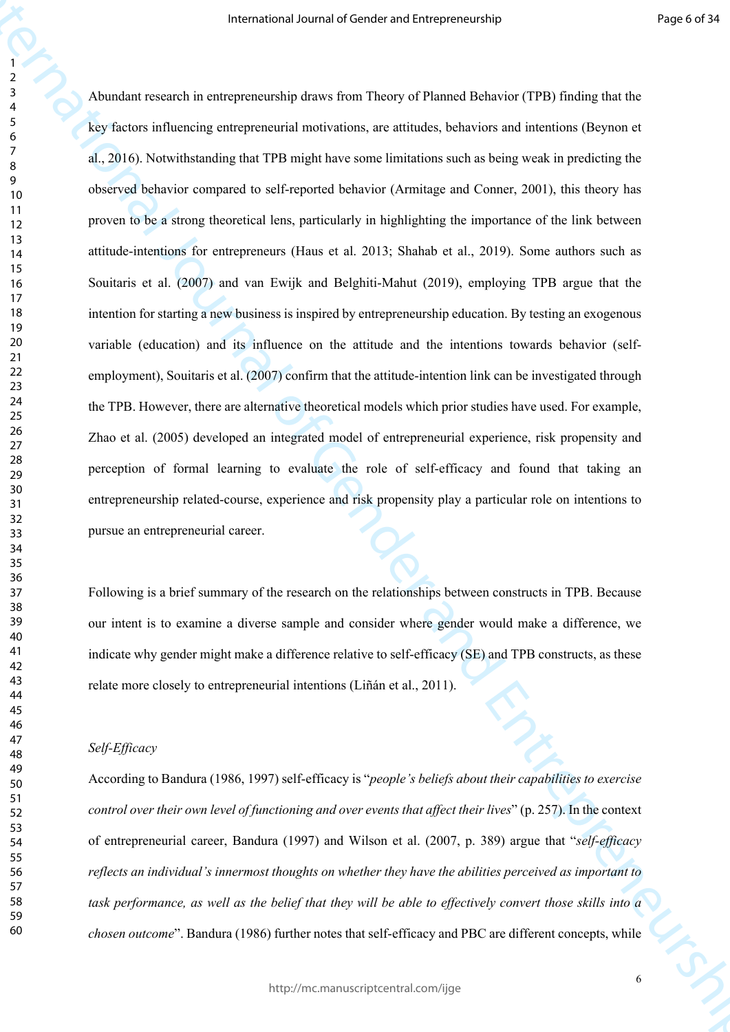Abundant research in entrepreneurship draws from Theory of Planned Behavior (TPB) finding that the key factors influencing entrepreneurial motivations, are attitudes, behaviors and intentions (Beynon et al., 2016). Notwithstanding that TPB might have some limitations such as being weak in predicting the observed behavior compared to self-reported behavior (Armitage and Conner, 2001), this theory has proven to be a strong theoretical lens, particularly in highlighting the importance of the link between attitude-intentions for entrepreneurs (Haus et al. 2013; Shahab et al., 2019). Some authors such as Souitaris et al. (2007) and van Ewijk and Belghiti-Mahut (2019), employing TPB argue that the intention for starting a new business is inspired by entrepreneurship education. By testing an exogenous variable (education) and its influence on the attitude and the intentions towards behavior (self-employment), Souitaris et al. (2007) confirm that the attitude-intention link can be investigated through the TPB. However, there are alternative theoretical models which prior studies have used. For example, Zhao et al. (2005) developed an integrated model of entrepreneurial experience, risk propensity and perception of formal learning to evaluate the role of self-efficacy and found that taking an entrepreneurship related-course, experience and risk propensity play a particular role on intentions to pursue an entrepreneurial career.

Following is a brief summary of the research on the relationships between constructs in TPB. Because our intent is to examine a diverse sample and consider where gender would make a difference, we indicate why gender might make a difference relative to self-efficacy (SE) and TPB constructs, as these relate more closely to entrepreneurial intentions (Liñán et al., 2011).

*Self-Efficacy*

According to Bandura (1986, 1997) self-efficacy is "*people's beliefs about their capabilities to exercise control over their own level of functioning and over events that affect their lives*" (p. 257). In the context of entrepreneurial career, Bandura (1997) and Wilson et al. (2007, p. 389) argue that "*self-efficacy reflects an individual's innermost thoughts on whether they have the abilities perceived as important to task performance, as well as the belief that they will be able to effectively convert those skills into a chosen outcome*". Bandura (1986) further notes that self-efficacy and PBC are different concepts, while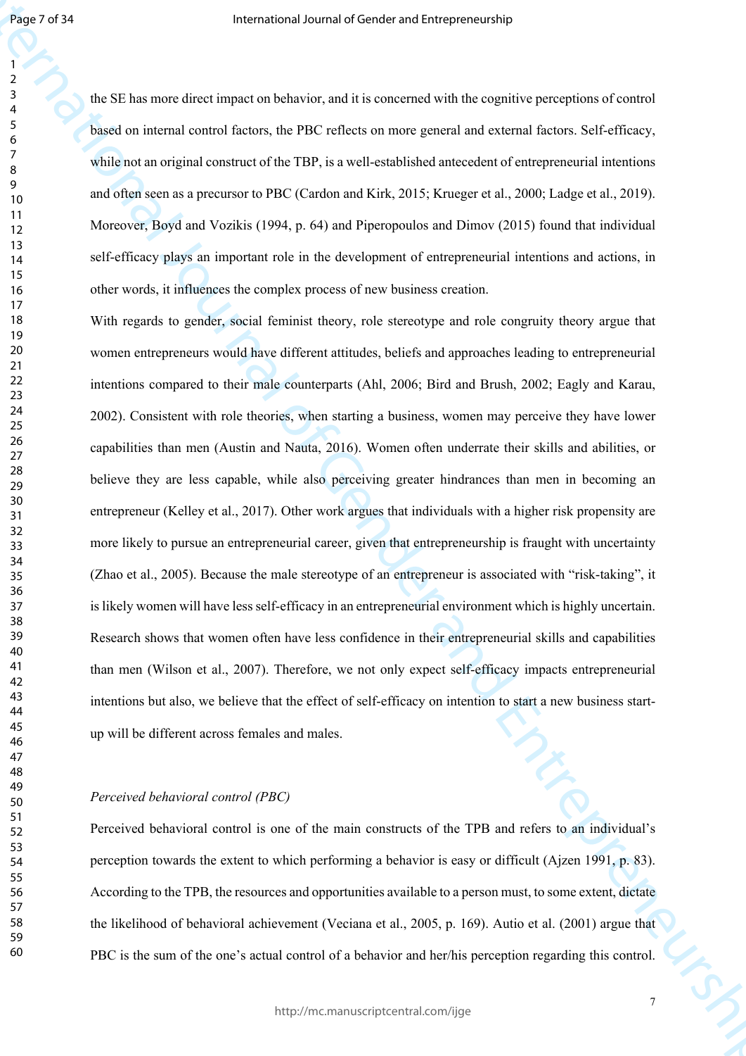the SE has more direct impact on behavior, and it is concerned with the cognitive perceptions of control based on internal control factors, the PBC reflects on more general and external factors. Self-efficacy, while not an original construct of the TBP, is a well-established antecedent of entrepreneurial intentions and often seen as a precursor to PBC (Cardon and Kirk, 2015; Krueger et al., 2000; Ladge et al., 2019). Moreover, Boyd and Vozikis (1994, p. 64) and Piperopoulos and Dimov (2015) found that individual self-efficacy plays an important role in the development of entrepreneurial intentions and actions, in other words, it influences the complex process of new business creation.

With regards to gender, social feminist theory, role stereotype and role congruity theory argue that women entrepreneurs would have different attitudes, beliefs and approaches leading to entrepreneurial intentions compared to their male counterparts (Ahl, 2006; Bird and Brush, 2002; Eagly and Karau, 2002). Consistent with role theories, when starting a business, women may perceive they have lower capabilities than men (Austin and Nauta, 2016). Women often underrate their skills and abilities, or believe they are less capable, while also perceiving greater hindrances than men in becoming an entrepreneur (Kelley et al., 2017). Other work argues that individuals with a higher risk propensity are more likely to pursue an entrepreneurial career, given that entrepreneurship is fraught with uncertainty (Zhao et al., 2005). Because the male stereotype of an entrepreneur is associated with "risk-taking", it is likely women will have less self-efficacy in an entrepreneurial environment which is highly uncertain. Research shows that women often have less confidence in their entrepreneurial skills and capabilities than men (Wilson et al., 2007). Therefore, we not only expect self-efficacy impacts entrepreneurial intentions but also, we believe that the effect of self-efficacy on intention to start a new business start-up will be different across females and males.

*Perceived behavioral control (PBC)*

Perceived behavioral control is one of the main constructs of the TPB and refers to an individual's perception towards the extent to which performing a behavior is easy or difficult (Ajzen 1991, p. 83). According to the TPB, the resources and opportunities available to a person must, to some extent, dictate the likelihood of behavioral achievement (Veciana et al., 2005, p. 169). Autio et al. (2001) argue that PBC is the sum of the one's actual control of a behavior and her/his perception regarding this control.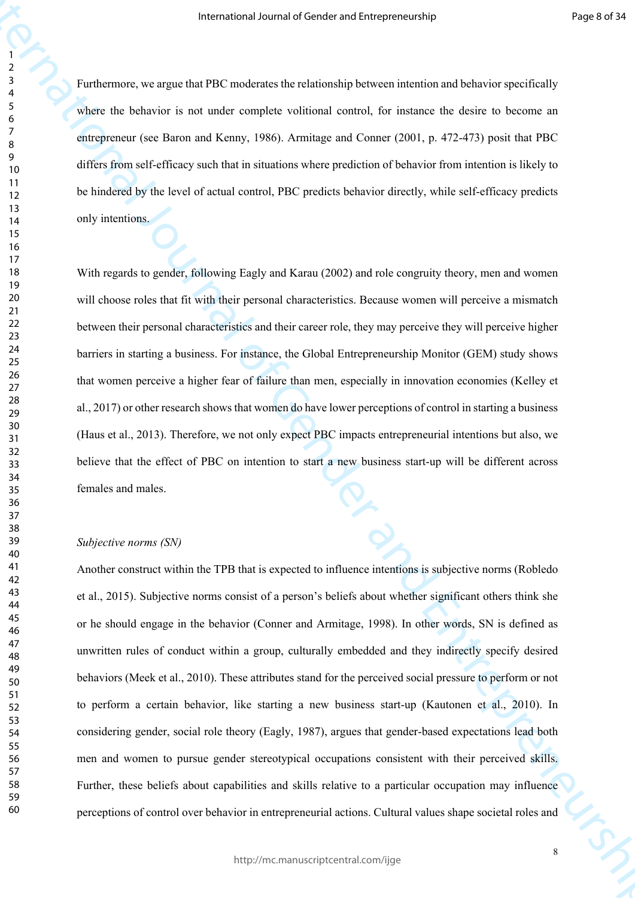Furthermore, we argue that PBC moderates the relationship between intention and behavior specifically where the behavior is not under complete volitional control, for instance the desire to become an entrepreneur (see Baron and Kenny, 1986). Armitage and Conner (2001, p. 472-473) posit that PBC differs from self-efficacy such that in situations where prediction of behavior from intention is likely to be hindered by the level of actual control, PBC predicts behavior directly, while self-efficacy predicts only intentions.

With regards to gender, following Eagly and Karau (2002) and role congruity theory, men and women will choose roles that fit with their personal characteristics. Because women will perceive a mismatch between their personal characteristics and their career role, they may perceive they will perceive higher barriers in starting a business. For instance, the Global Entrepreneurship Monitor (GEM) study shows that women perceive a higher fear of failure than men, especially in innovation economies (Kelley et al., 2017) or other research shows that women do have lower perceptions of control in starting a business (Haus et al., 2013). Therefore, we not only expect PBC impacts entrepreneurial intentions but also, we believe that the effect of PBC on intention to start a new business start-up will be different across females and males.

*Subjective norms (SN)*

Another construct within the TPB that is expected to influence intentions is subjective norms (Robledo et al., 2015). Subjective norms consist of a person's beliefs about whether significant others think she or he should engage in the behavior (Conner and Armitage, 1998). In other words, SN is defined as unwritten rules of conduct within a group, culturally embedded and they indirectly specify desired behaviors (Meek et al., 2010). These attributes stand for the perceived social pressure to perform or not to perform a certain behavior, like starting a new business start-up (Kautonen et al., 2010). In considering gender, social role theory (Eagly, 1987), argues that gender-based expectations lead both men and women to pursue gender stereotypical occupations consistent with their perceived skills. Further, these beliefs about capabilities and skills relative to a particular occupation may influence perceptions of control over behavior in entrepreneurial actions. Cultural values shape societal roles and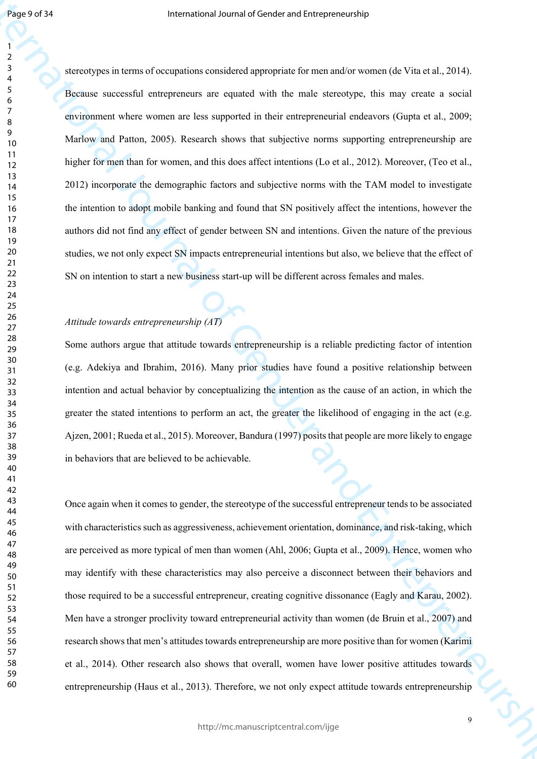stereotypes in terms of occupations considered appropriate for men and/or women (de Vita et al., 2014). Because successful entrepreneurs are equated with the male stereotype, this may create a social environment where women are less supported in their entrepreneurial endeavors (Gupta et al., 2009; Marlow and Patton, 2005). Research shows that subjective norms supporting entrepreneurship are higher for men than for women, and this does affect intentions (Lo et al., 2012). Moreover, (Teo et al., 2012) incorporate the demographic factors and subjective norms with the TAM model to investigate the intention to adopt mobile banking and found that SN positively affect the intentions, however the authors did not find any effect of gender between SN and intentions. Given the nature of the previous studies, we not only expect SN impacts entrepreneurial intentions but also, we believe that the effect of SN on intention to start a new business start-up will be different across females and males.

*Attitude towards entrepreneurship (AT)*

Some authors argue that attitude towards entrepreneurship is a reliable predicting factor of intention (e.g. Adekiya and Ibrahim, 2016). Many prior studies have found a positive relationship between intention and actual behavior by conceptualizing the intention as the cause of an action, in which the greater the stated intentions to perform an act, the greater the likelihood of engaging in the act (e.g. Ajzen, 2001; Rueda et al., 2015). Moreover, Bandura (1997) posits that people are more likely to engage in behaviors that are believed to be achievable.

Once again when it comes to gender, the stereotype of the successful entrepreneur tends to be associated with characteristics such as aggressiveness, achievement orientation, dominance, and risk-taking, which are perceived as more typical of men than women (Ahl, 2006; Gupta et al., 2009). Hence, women who may identify with these characteristics may also perceive a disconnect between their behaviors and those required to be a successful entrepreneur, creating cognitive dissonance (Eagly and Karau, 2002). Men have a stronger proclivity toward entrepreneurial activity than women (de Bruin et al., 2007) and research shows that men's attitudes towards entrepreneurship are more positive than for women (Karimi et al., 2014). Other research also shows that overall, women have lower positive attitudes towards entrepreneurship (Haus et al., 2013). Therefore, we not only expect attitude towards entrepreneurship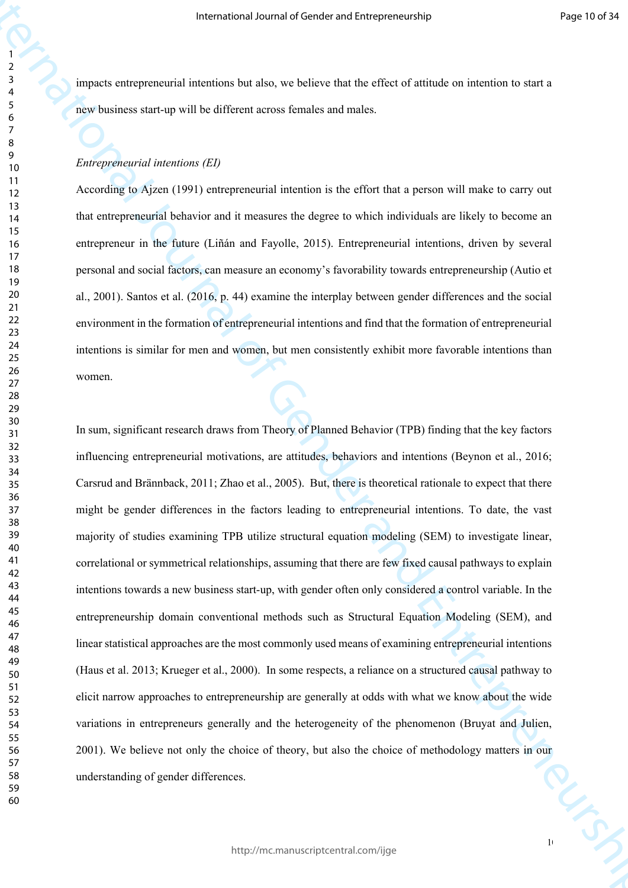impacts entrepreneurial intentions but also, we believe that the effect of attitude on intention to start a new business start-up will be different across females and males.

*Entrepreneurial intentions (EI)*

According to Ajzen (1991) entrepreneurial intention is the effort that a person will make to carry out that entrepreneurial behavior and it measures the degree to which individuals are likely to become an entrepreneur in the future (Liñán and Fayolle, 2015). Entrepreneurial intentions, driven by several personal and social factors, can measure an economy's favorability towards entrepreneurship (Autio et al., 2001). Santos et al. (2016, p. 44) examine the interplay between gender differences and the social environment in the formation of entrepreneurial intentions and find that the formation of entrepreneurial intentions is similar for men and women, but men consistently exhibit more favorable intentions than women.

In sum, significant research draws from Theory of Planned Behavior (TPB) finding that the key factors influencing entrepreneurial motivations, are attitudes, behaviors and intentions (Beynon et al., 2016; Carsrud and Brännback, 2011; Zhao et al., 2005). But, there is theoretical rationale to expect that there might be gender differences in the factors leading to entrepreneurial intentions. To date, the vast majority of studies examining TPB utilize structural equation modeling (SEM) to investigate linear, correlational or symmetrical relationships, assuming that there are few fixed causal pathways to explain intentions towards a new business start-up, with gender often only considered a control variable. In the entrepreneurship domain conventional methods such as Structural Equation Modeling (SEM), and linear statistical approaches are the most commonly used means of examining entrepreneurial intentions (Haus et al. 2013; Krueger et al., 2000). In some respects, a reliance on a structured causal pathway to elicit narrow approaches to entrepreneurship are generally at odds with what we know about the wide variations in entrepreneurs generally and the heterogeneity of the phenomenon (Bruyat and Julien, 2001). We believe not only the choice of theory, but also the choice of methodology matters in our understanding of gender differences.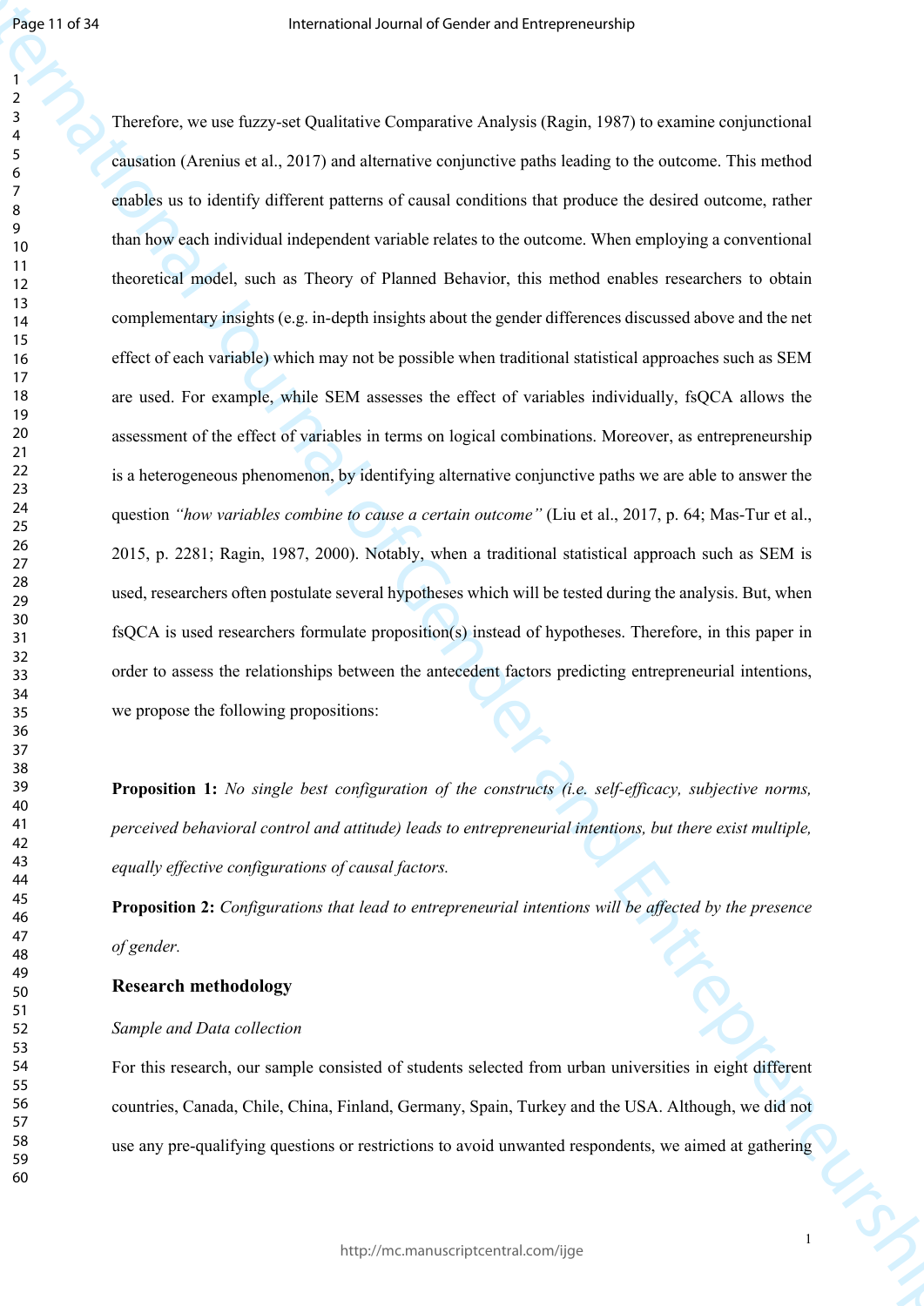Therefore, we use fuzzy-set Qualitative Comparative Analysis (Ragin, 1987) to examine conjunctional causation (Arenius et al., 2017) and alternative conjunctive paths leading to the outcome. This method enables us to identify different patterns of causal conditions that produce the desired outcome, rather than how each individual independent variable relates to the outcome. When employing a conventional theoretical model, such as Theory of Planned Behavior, this method enables researchers to obtain complementary insights (e.g. in-depth insights about the gender differences discussed above and the net effect of each variable) which may not be possible when traditional statistical approaches such as SEM are used. For example, while SEM assesses the effect of variables individually, fsQCA allows the assessment of the effect of variables in terms on logical combinations. Moreover, as entrepreneurship is a heterogeneous phenomenon, by identifying alternative conjunctive paths we are able to answer the question *"how variables combine to cause a certain outcome"* (Liu et al., 2017, p. 64; Mas-Tur et al., 2015, p. 2281; Ragin, 1987, 2000). Notably, when a traditional statistical approach such as SEM is used, researchers often postulate several hypotheses which will be tested during the analysis. But, when fsQCA is used researchers formulate proposition(s) instead of hypotheses. Therefore, in this paper in order to assess the relationships between the antecedent factors predicting entrepreneurial intentions, we propose the following propositions:

**Proposition 1:** *No single best configuration of the constructs (i.e. self-efficacy, subjective norms, perceived behavioral control and attitude) leads to entrepreneurial intentions, but there exist multiple, equally effective configurations of causal factors.*

**Proposition 2:** *Configurations that lead to entrepreneurial intentions will be affected by the presence of gender.*

## Research methodology

*Sample and Data collection*

For this research, our sample consisted of students selected from urban universities in eight different countries, Canada, Chile, China, Finland, Germany, Spain, Turkey and the USA. Although, we did not use any pre-qualifying questions or restrictions to avoid unwanted respondents, we aimed at gathering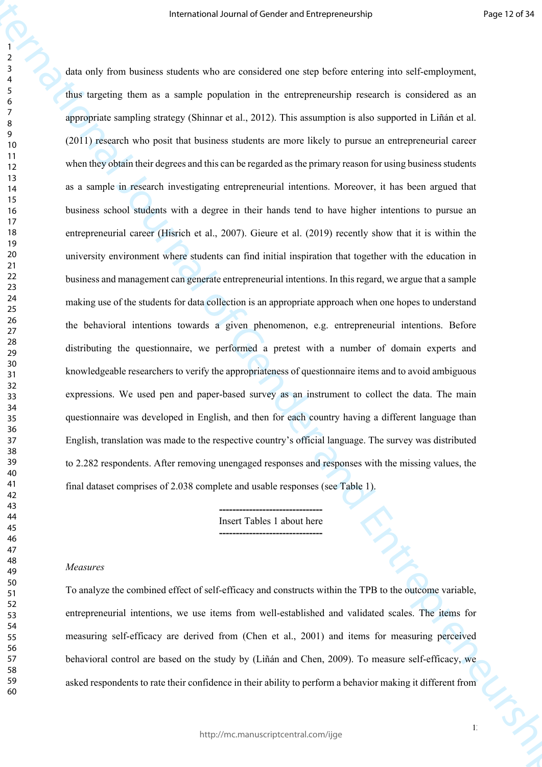data only from business students who are considered one step before entering into self-employment, thus targeting them as a sample population in the entrepreneurship research is considered as an appropriate sampling strategy (Shinnar et al., 2012). This assumption is also supported in Liñán et al. (2011) research who posit that business students are more likely to pursue an entrepreneurial career when they obtain their degrees and this can be regarded as the primary reason for using business students as a sample in research investigating entrepreneurial intentions. Moreover, it has been argued that business school students with a degree in their hands tend to have higher intentions to pursue an entrepreneurial career (Hisrich et al., 2007). Gieure et al. (2019) recently show that it is within the university environment where students can find initial inspiration that together with the education in business and management can generate entrepreneurial intentions. In this regard, we argue that a sample making use of the students for data collection is an appropriate approach when one hopes to understand the behavioral intentions towards a given phenomenon, e.g. entrepreneurial intentions. Before distributing the questionnaire, we performed a pretest with a number of domain experts and knowledgeable researchers to verify the appropriateness of questionnaire items and to avoid ambiguous expressions. We used pen and paper-based survey as an instrument to collect the data. The main questionnaire was developed in English, and then for each country having a different language than English, translation was made to the respective country's official language. The survey was distributed to 2.282 respondents. After removing unengaged responses and responses with the missing values, the final dataset comprises of 2.038 complete and usable responses (see Table 1).

-------------------------------
Insert Tables 1 about here
-------------------------------

*Measures*

To analyze the combined effect of self-efficacy and constructs within the TPB to the outcome variable, entrepreneurial intentions, we use items from well-established and validated scales. The items for measuring self-efficacy are derived from (Chen et al., 2001) and items for measuring perceived behavioral control are based on the study by (Liñán and Chen, 2009). To measure self-efficacy, we asked respondents to rate their confidence in their ability to perform a behavior making it different from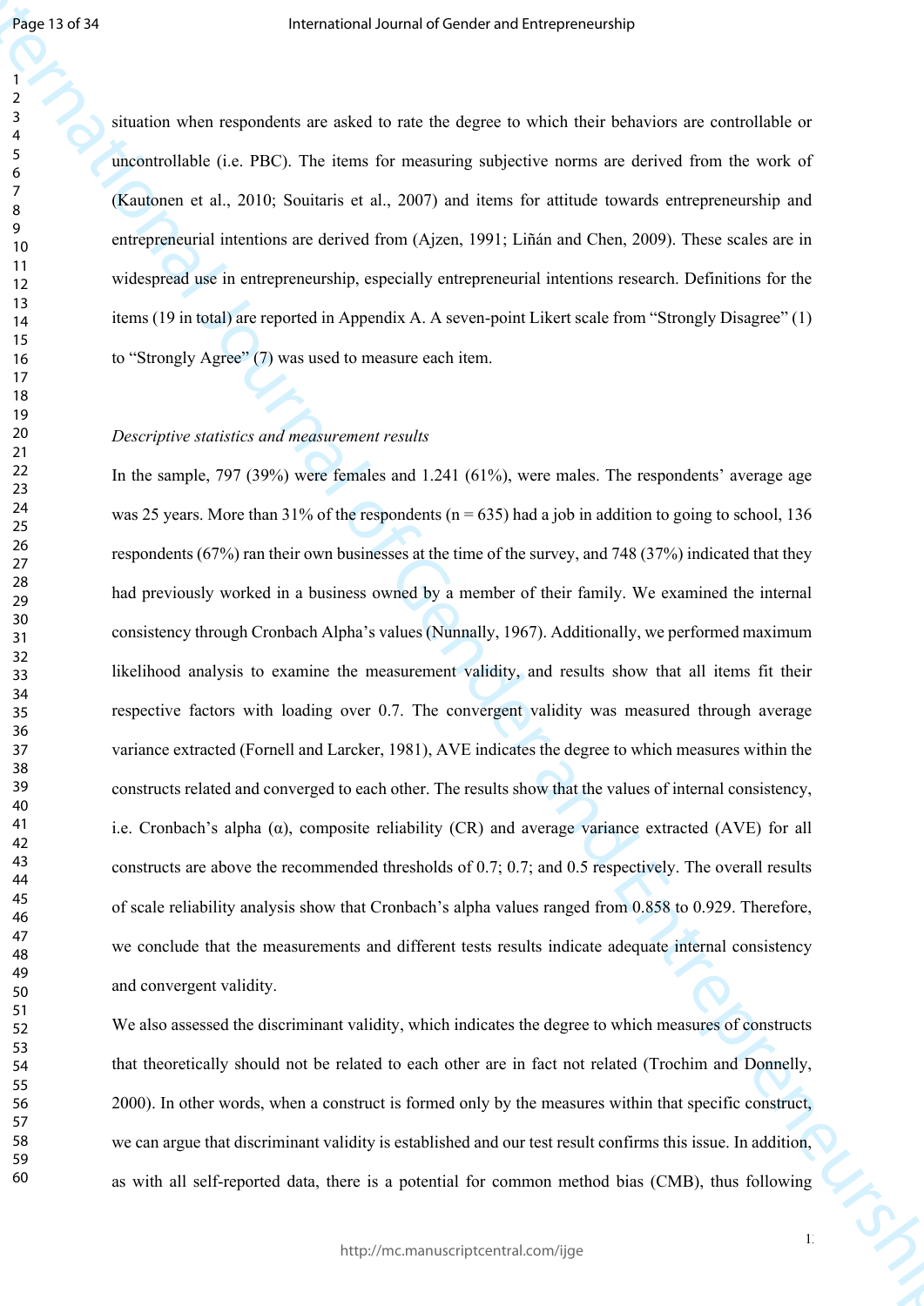situation when respondents are asked to rate the degree to which their behaviors are controllable or uncontrollable (i.e. PBC). The items for measuring subjective norms are derived from the work of (Kautonen et al., 2010; Souitaris et al., 2007) and items for attitude towards entrepreneurship and entrepreneurial intentions are derived from (Ajzen, 1991; Liñán and Chen, 2009). These scales are in widespread use in entrepreneurship, especially entrepreneurial intentions research. Definitions for the items (19 in total) are reported in Appendix A. A seven-point Likert scale from "Strongly Disagree" (1) to "Strongly Agree" (7) was used to measure each item.

*Descriptive statistics and measurement results*

In the sample, 797 (39%) were females and 1.241 (61%), were males. The respondents' average age was 25 years. More than 31% of the respondents (n = 635) had a job in addition to going to school, 136 respondents (67%) ran their own businesses at the time of the survey, and 748 (37%) indicated that they had previously worked in a business owned by a member of their family. We examined the internal consistency through Cronbach Alpha's values (Nunnally, 1967). Additionally, we performed maximum likelihood analysis to examine the measurement validity, and results show that all items fit their respective factors with loading over 0.7. The convergent validity was measured through average variance extracted (Fornell and Larcker, 1981), AVE indicates the degree to which measures within the constructs related and converged to each other. The results show that the values of internal consistency, i.e. Cronbach's alpha (α), composite reliability (CR) and average variance extracted (AVE) for all constructs are above the recommended thresholds of 0.7; 0.7; and 0.5 respectively. The overall results of scale reliability analysis show that Cronbach's alpha values ranged from 0.858 to 0.929. Therefore, we conclude that the measurements and different tests results indicate adequate internal consistency and convergent validity.

We also assessed the discriminant validity, which indicates the degree to which measures of constructs that theoretically should not be related to each other are in fact not related (Trochim and Donnelly, 2000). In other words, when a construct is formed only by the measures within that specific construct, we can argue that discriminant validity is established and our test result confirms this issue. In addition, as with all self-reported data, there is a potential for common method bias (CMB), thus following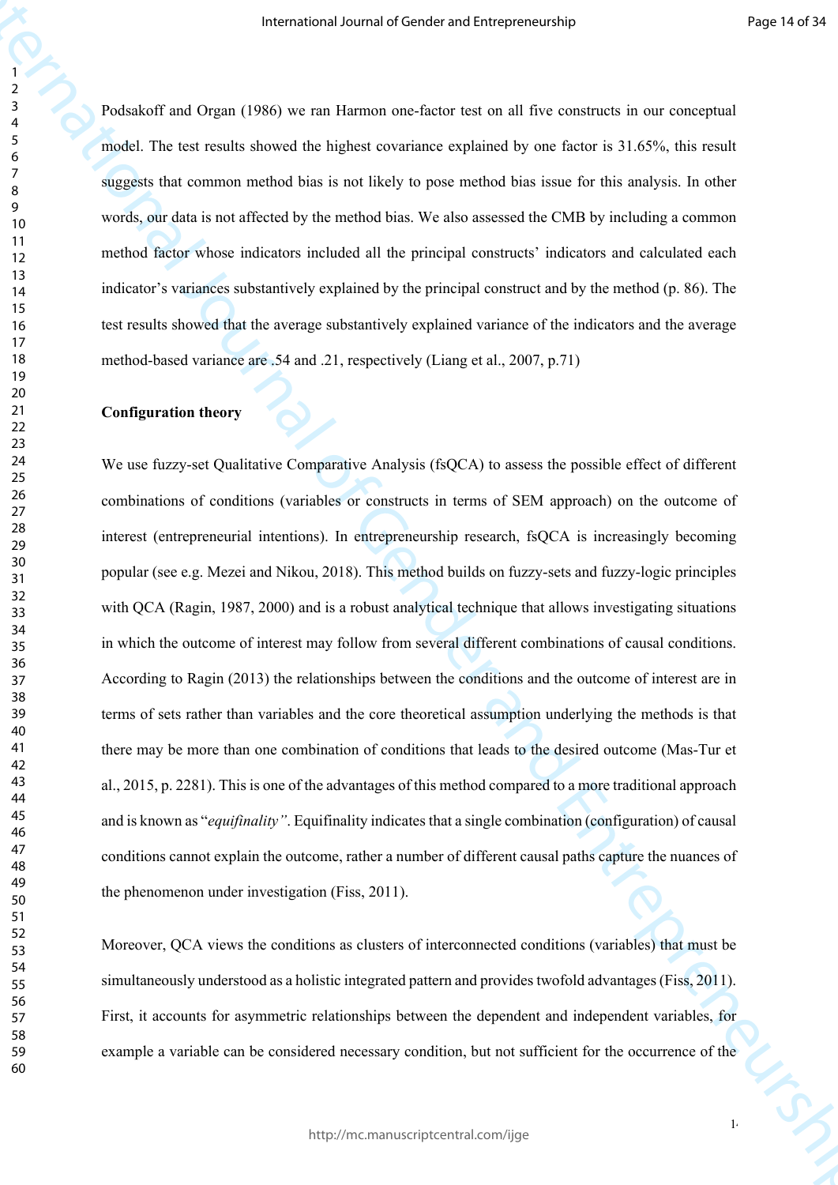Podsakoff and Organ (1986) we ran Harmon one-factor test on all five constructs in our conceptual model. The test results showed the highest covariance explained by one factor is 31.65%, this result suggests that common method bias is not likely to pose method bias issue for this analysis. In other words, our data is not affected by the method bias. We also assessed the CMB by including a common method factor whose indicators included all the principal constructs' indicators and calculated each indicator's variances substantively explained by the principal construct and by the method (p. 86). The test results showed that the average substantively explained variance of the indicators and the average method-based variance are .54 and .21, respectively (Liang et al., 2007, p.71)

**Configuration theory**

We use fuzzy-set Qualitative Comparative Analysis (fsQCA) to assess the possible effect of different combinations of conditions (variables or constructs in terms of SEM approach) on the outcome of interest (entrepreneurial intentions). In entrepreneurship research, fsQCA is increasingly becoming popular (see e.g. Mezei and Nikou, 2018). This method builds on fuzzy-sets and fuzzy-logic principles with QCA (Ragin, 1987, 2000) and is a robust analytical technique that allows investigating situations in which the outcome of interest may follow from several different combinations of causal conditions. According to Ragin (2013) the relationships between the conditions and the outcome of interest are in terms of sets rather than variables and the core theoretical assumption underlying the methods is that there may be more than one combination of conditions that leads to the desired outcome (Mas-Tur et al., 2015, p. 2281). This is one of the advantages of this method compared to a more traditional approach and is known as "*equifinality"*. Equifinality indicates that a single combination (configuration) of causal conditions cannot explain the outcome, rather a number of different causal paths capture the nuances of the phenomenon under investigation (Fiss, 2011).

Moreover, QCA views the conditions as clusters of interconnected conditions (variables) that must be simultaneously understood as a holistic integrated pattern and provides twofold advantages (Fiss, 2011). First, it accounts for asymmetric relationships between the dependent and independent variables, for example a variable can be considered necessary condition, but not sufficient for the occurrence of the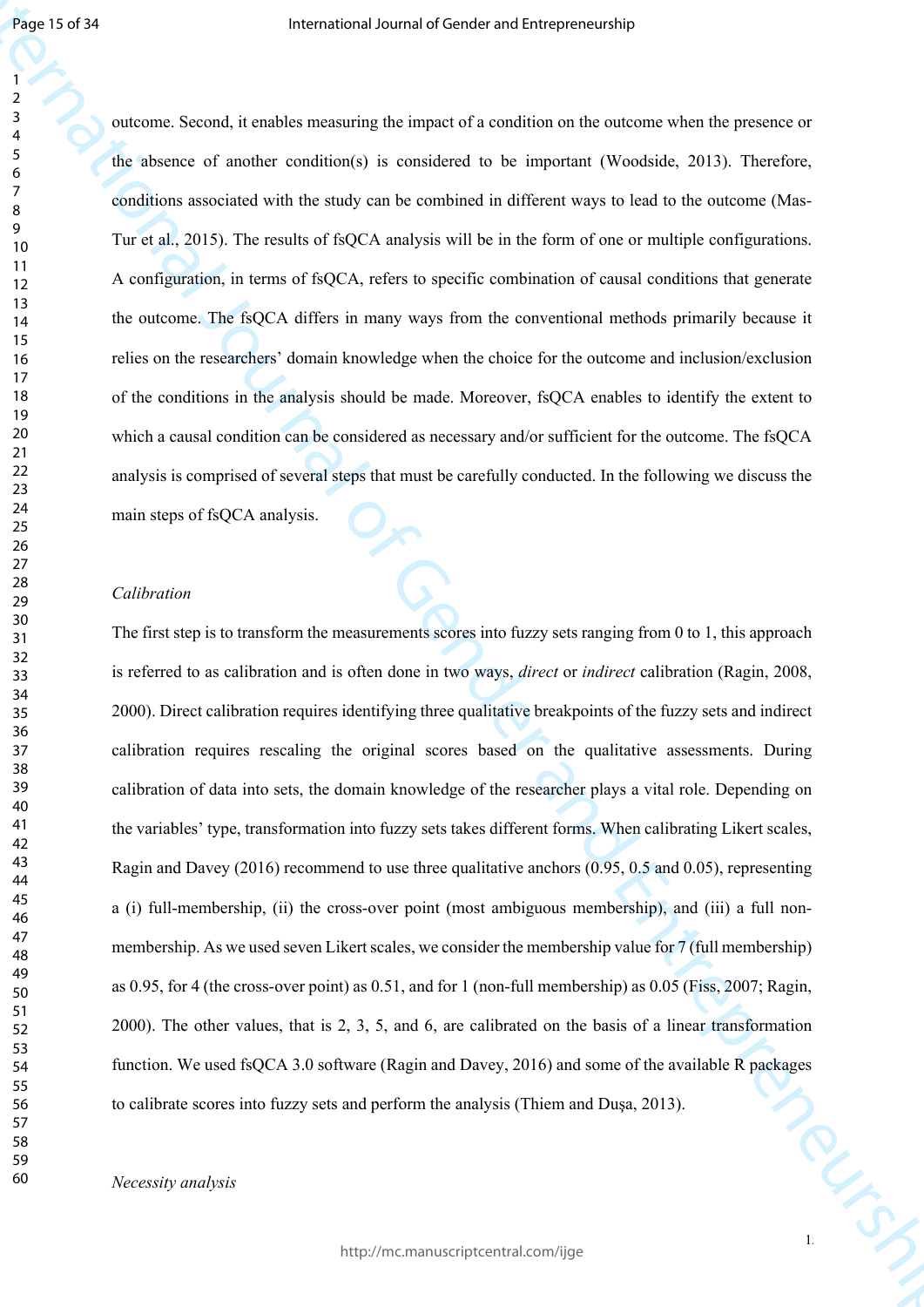outcome. Second, it enables measuring the impact of a condition on the outcome when the presence or the absence of another condition(s) is considered to be important (Woodside, 2013). Therefore, conditions associated with the study can be combined in different ways to lead to the outcome (Mas-Tur et al., 2015). The results of fsQCA analysis will be in the form of one or multiple configurations. A configuration, in terms of fsQCA, refers to specific combination of causal conditions that generate the outcome. The fsQCA differs in many ways from the conventional methods primarily because it relies on the researchers' domain knowledge when the choice for the outcome and inclusion/exclusion of the conditions in the analysis should be made. Moreover, fsQCA enables to identify the extent to which a causal condition can be considered as necessary and/or sufficient for the outcome. The fsQCA analysis is comprised of several steps that must be carefully conducted. In the following we discuss the main steps of fsQCA analysis.

*Calibration*

The first step is to transform the measurements scores into fuzzy sets ranging from 0 to 1, this approach is referred to as calibration and is often done in two ways, *direct* or *indirect* calibration (Ragin, 2008, 2000). Direct calibration requires identifying three qualitative breakpoints of the fuzzy sets and indirect calibration requires rescaling the original scores based on the qualitative assessments. During calibration of data into sets, the domain knowledge of the researcher plays a vital role. Depending on the variables' type, transformation into fuzzy sets takes different forms. When calibrating Likert scales, Ragin and Davey (2016) recommend to use three qualitative anchors (0.95, 0.5 and 0.05), representing a (i) full-membership, (ii) the cross-over point (most ambiguous membership), and (iii) a full non-membership. As we used seven Likert scales, we consider the membership value for 7 (full membership) as 0.95, for 4 (the cross-over point) as 0.51, and for 1 (non-full membership) as 0.05 (Fiss, 2007; Ragin, 2000). The other values, that is 2, 3, 5, and 6, are calibrated on the basis of a linear transformation function. We used fsQCA 3.0 software (Ragin and Davey, 2016) and some of the available R packages to calibrate scores into fuzzy sets and perform the analysis (Thiem and Dușa, 2013).

*Necessity analysis*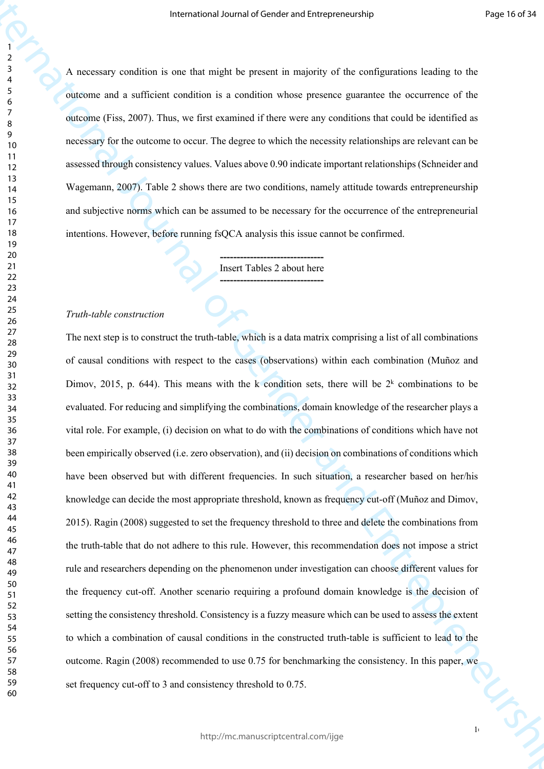A necessary condition is one that might be present in majority of the configurations leading to the outcome and a sufficient condition is a condition whose presence guarantee the occurrence of the outcome (Fiss, 2007). Thus, we first examined if there were any conditions that could be identified as necessary for the outcome to occur. The degree to which the necessity relationships are relevant can be assessed through consistency values. Values above 0.90 indicate important relationships (Schneider and Wagemann, 2007). Table 2 shows there are two conditions, namely attitude towards entrepreneurship and subjective norms which can be assumed to be necessary for the occurrence of the entrepreneurial intentions. However, before running fsQCA analysis this issue cannot be confirmed.

-------------------------------
Insert Tables 2 about here
-------------------------------

*Truth-table construction*

The next step is to construct the truth-table, which is a data matrix comprising a list of all combinations of causal conditions with respect to the cases (observations) within each combination (Muñoz and Dimov, 2015, p. 644). This means with the k condition sets, there will be $2^k$ combinations to be evaluated. For reducing and simplifying the combinations, domain knowledge of the researcher plays a vital role. For example, (i) decision on what to do with the combinations of conditions which have not been empirically observed (i.e. zero observation), and (ii) decision on combinations of conditions which have been observed but with different frequencies. In such situation, a researcher based on her/his knowledge can decide the most appropriate threshold, known as frequency cut-off (Muñoz and Dimov, 2015). Ragin (2008) suggested to set the frequency threshold to three and delete the combinations from the truth-table that do not adhere to this rule. However, this recommendation does not impose a strict rule and researchers depending on the phenomenon under investigation can choose different values for the frequency cut-off. Another scenario requiring a profound domain knowledge is the decision of setting the consistency threshold. Consistency is a fuzzy measure which can be used to assess the extent to which a combination of causal conditions in the constructed truth-table is sufficient to lead to the outcome. Ragin (2008) recommended to use 0.75 for benchmarking the consistency. In this paper, we set frequency cut-off to 3 and consistency threshold to 0.75.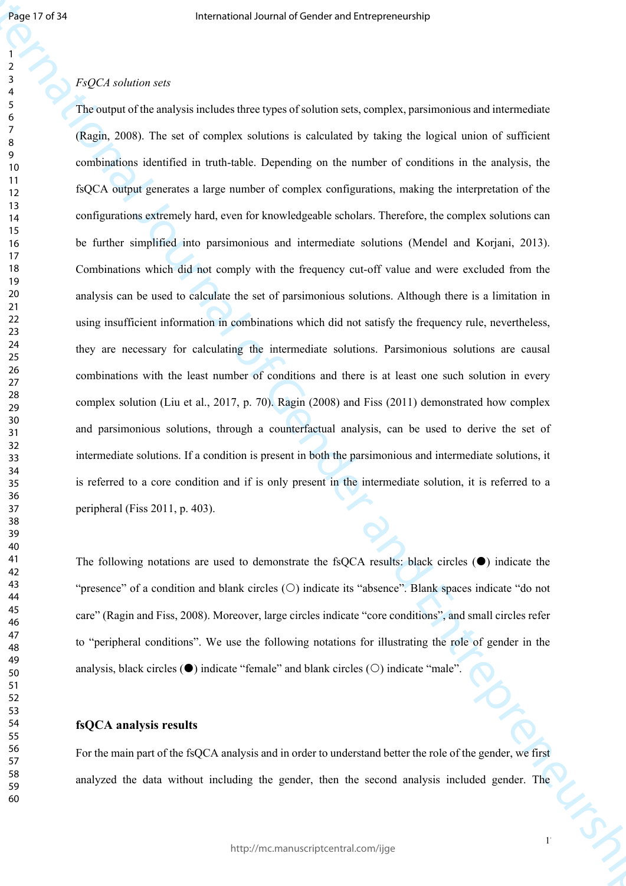*FsQCA solution sets*

The output of the analysis includes three types of solution sets, complex, parsimonious and intermediate (Ragin, 2008). The set of complex solutions is calculated by taking the logical union of sufficient combinations identified in truth-table. Depending on the number of conditions in the analysis, the fsQCA output generates a large number of complex configurations, making the interpretation of the configurations extremely hard, even for knowledgeable scholars. Therefore, the complex solutions can be further simplified into parsimonious and intermediate solutions (Mendel and Korjani, 2013). Combinations which did not comply with the frequency cut-off value and were excluded from the analysis can be used to calculate the set of parsimonious solutions. Although there is a limitation in using insufficient information in combinations which did not satisfy the frequency rule, nevertheless, they are necessary for calculating the intermediate solutions. Parsimonious solutions are causal combinations with the least number of conditions and there is at least one such solution in every complex solution (Liu et al., 2017, p. 70). Ragin (2008) and Fiss (2011) demonstrated how complex and parsimonious solutions, through a counterfactual analysis, can be used to derive the set of intermediate solutions. If a condition is present in both the parsimonious and intermediate solutions, it is referred to a core condition and if is only present in the intermediate solution, it is referred to a peripheral (Fiss 2011, p. 403).

The following notations are used to demonstrate the fsQCA results: black circles (●) indicate the "presence" of a condition and blank circles (○) indicate its "absence". Blank spaces indicate "do not care" (Ragin and Fiss, 2008). Moreover, large circles indicate "core conditions", and small circles refer to "peripheral conditions". We use the following notations for illustrating the role of gender in the analysis, black circles (●) indicate "female" and blank circles (○) indicate "male".

**fsQCA analysis results**

For the main part of the fsQCA analysis and in order to understand better the role of the gender, we first analyzed the data without including the gender, then the second analysis included gender. The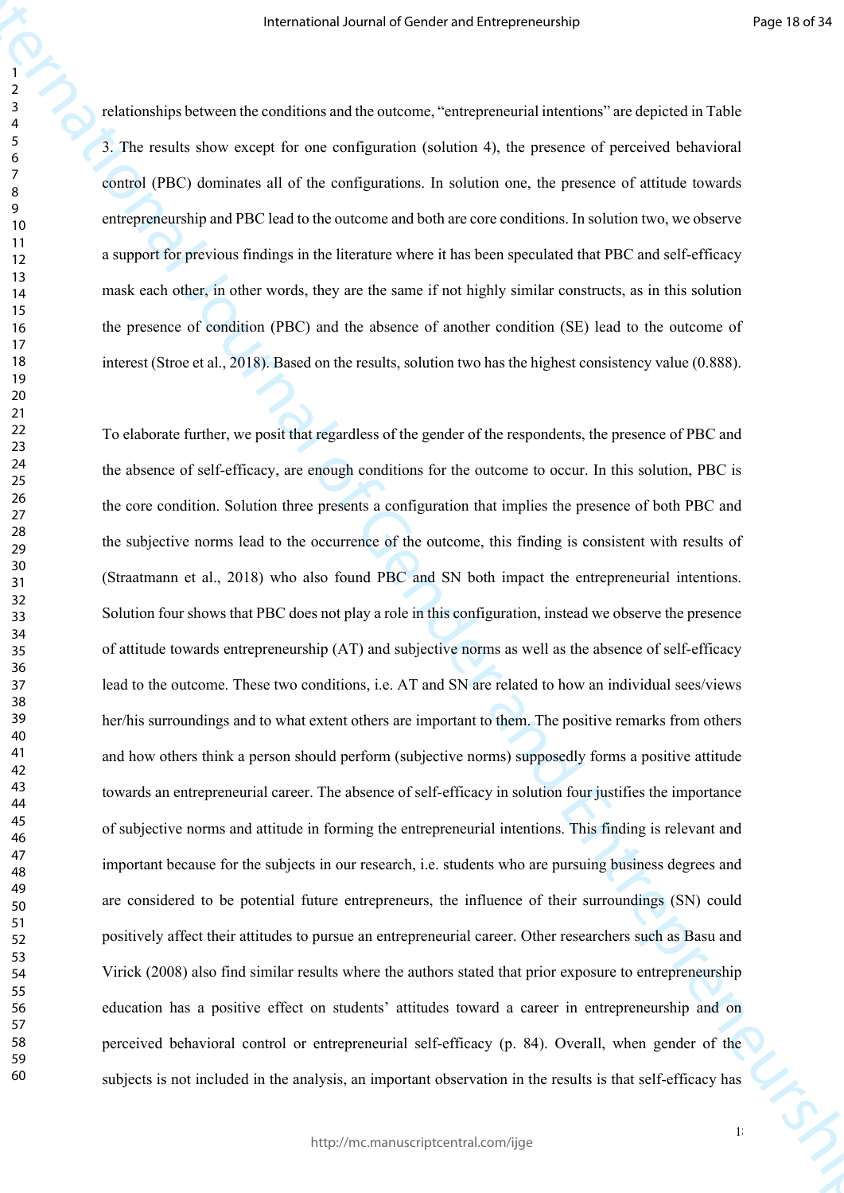relationships between the conditions and the outcome, "entrepreneurial intentions" are depicted in Table 3. The results show except for one configuration (solution 4), the presence of perceived behavioral control (PBC) dominates all of the configurations. In solution one, the presence of attitude towards entrepreneurship and PBC lead to the outcome and both are core conditions. In solution two, we observe a support for previous findings in the literature where it has been speculated that PBC and self-efficacy mask each other, in other words, they are the same if not highly similar constructs, as in this solution the presence of condition (PBC) and the absence of another condition (SE) lead to the outcome of interest (Stroe et al., 2018). Based on the results, solution two has the highest consistency value (0.888).

To elaborate further, we posit that regardless of the gender of the respondents, the presence of PBC and the absence of self-efficacy, are enough conditions for the outcome to occur. In this solution, PBC is the core condition. Solution three presents a configuration that implies the presence of both PBC and the subjective norms lead to the occurrence of the outcome, this finding is consistent with results of (Straatmann et al., 2018) who also found PBC and SN both impact the entrepreneurial intentions. Solution four shows that PBC does not play a role in this configuration, instead we observe the presence of attitude towards entrepreneurship (AT) and subjective norms as well as the absence of self-efficacy lead to the outcome. These two conditions, i.e. AT and SN are related to how an individual sees/views her/his surroundings and to what extent others are important to them. The positive remarks from others and how others think a person should perform (subjective norms) supposedly forms a positive attitude towards an entrepreneurial career. The absence of self-efficacy in solution four justifies the importance of subjective norms and attitude in forming the entrepreneurial intentions. This finding is relevant and important because for the subjects in our research, i.e. students who are pursuing business degrees and are considered to be potential future entrepreneurs, the influence of their surroundings (SN) could positively affect their attitudes to pursue an entrepreneurial career. Other researchers such as Basu and Virick (2008) also find similar results where the authors stated that prior exposure to entrepreneurship education has a positive effect on students' attitudes toward a career in entrepreneurship and on perceived behavioral control or entrepreneurial self-efficacy (p. 84). Overall, when gender of the subjects is not included in the analysis, an important observation in the results is that self-efficacy has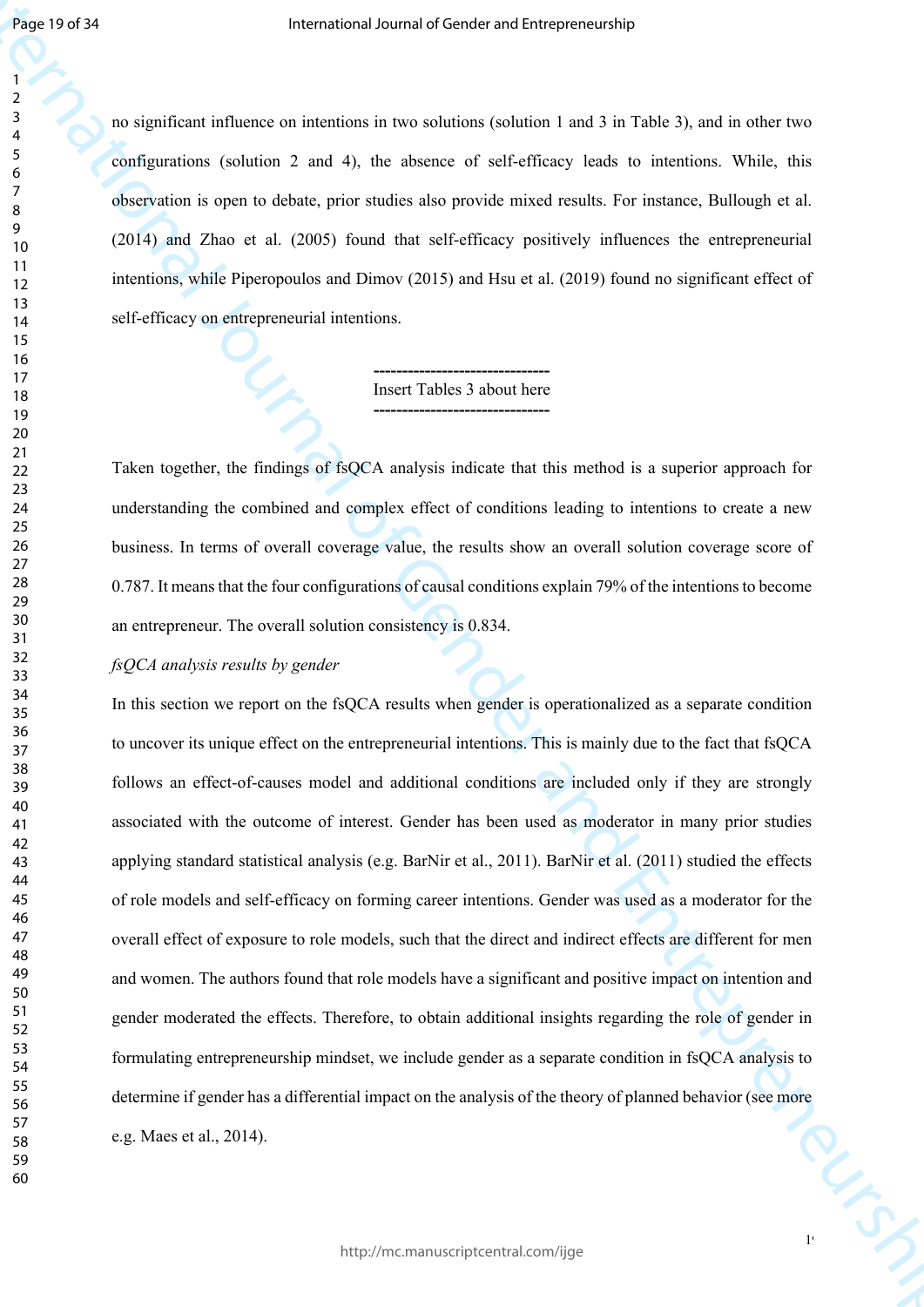no significant influence on intentions in two solutions (solution 1 and 3 in Table 3), and in other two configurations (solution 2 and 4), the absence of self-efficacy leads to intentions. While, this observation is open to debate, prior studies also provide mixed results. For instance, Bullough et al. (2014) and Zhao et al. (2005) found that self-efficacy positively influences the entrepreneurial intentions, while Piperopoulos and Dimov (2015) and Hsu et al. (2019) found no significant effect of self-efficacy on entrepreneurial intentions.

-------------------------------
Insert Tables 3 about here
-------------------------------

Taken together, the findings of fsQCA analysis indicate that this method is a superior approach for understanding the combined and complex effect of conditions leading to intentions to create a new business. In terms of overall coverage value, the results show an overall solution coverage score of 0.787. It means that the four configurations of causal conditions explain 79% of the intentions to become an entrepreneur. The overall solution consistency is 0.834.

*fsQCA analysis results by gender*

In this section we report on the fsQCA results when gender is operationalized as a separate condition to uncover its unique effect on the entrepreneurial intentions. This is mainly due to the fact that fsQCA follows an effect-of-causes model and additional conditions are included only if they are strongly associated with the outcome of interest. Gender has been used as moderator in many prior studies applying standard statistical analysis (e.g. BarNir et al., 2011). BarNir et al. (2011) studied the effects of role models and self-efficacy on forming career intentions. Gender was used as a moderator for the overall effect of exposure to role models, such that the direct and indirect effects are different for men and women. The authors found that role models have a significant and positive impact on intention and gender moderated the effects. Therefore, to obtain additional insights regarding the role of gender in formulating entrepreneurship mindset, we include gender as a separate condition in fsQCA analysis to determine if gender has a differential impact on the analysis of the theory of planned behavior (see more e.g. Maes et al., 2014).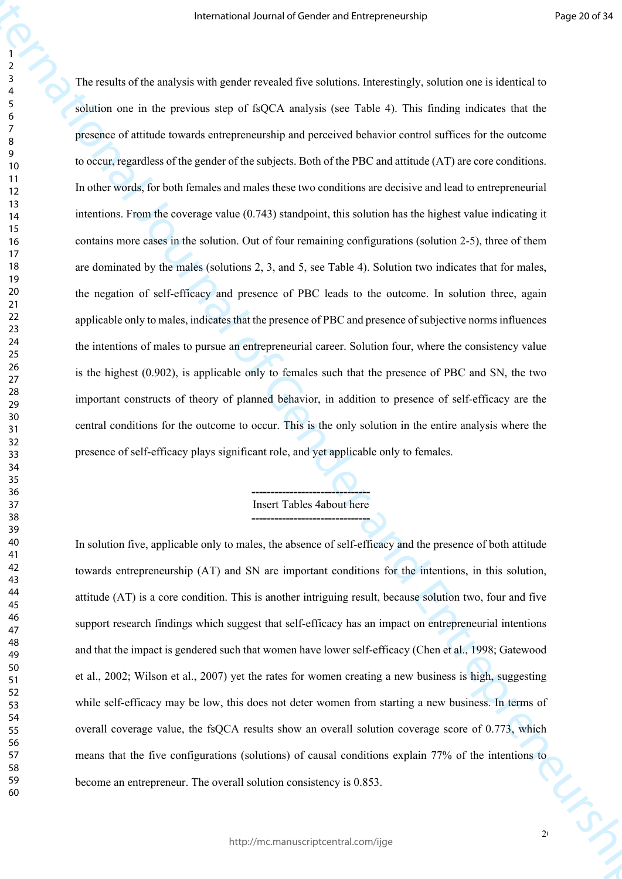The results of the analysis with gender revealed five solutions. Interestingly, solution one is identical to solution one in the previous step of fsQCA analysis (see Table 4). This finding indicates that the presence of attitude towards entrepreneurship and perceived behavior control suffices for the outcome to occur, regardless of the gender of the subjects. Both of the PBC and attitude (AT) are core conditions. In other words, for both females and males these two conditions are decisive and lead to entrepreneurial intentions. From the coverage value (0.743) standpoint, this solution has the highest value indicating it contains more cases in the solution. Out of four remaining configurations (solution 2-5), three of them are dominated by the males (solutions 2, 3, and 5, see Table 4). Solution two indicates that for males, the negation of self-efficacy and presence of PBC leads to the outcome. In solution three, again applicable only to males, indicates that the presence of PBC and presence of subjective norms influences the intentions of males to pursue an entrepreneurial career. Solution four, where the consistency value is the highest (0.902), is applicable only to females such that the presence of PBC and SN, the two important constructs of theory of planned behavior, in addition to presence of self-efficacy are the central conditions for the outcome to occur. This is the only solution in the entire analysis where the presence of self-efficacy plays significant role, and yet applicable only to females.

------------------------------
Insert Tables 4about here
------------------------------

In solution five, applicable only to males, the absence of self-efficacy and the presence of both attitude towards entrepreneurship (AT) and SN are important conditions for the intentions, in this solution, attitude (AT) is a core condition. This is another intriguing result, because solution two, four and five support research findings which suggest that self-efficacy has an impact on entrepreneurial intentions and that the impact is gendered such that women have lower self-efficacy (Chen et al., 1998; Gatewood et al., 2002; Wilson et al., 2007) yet the rates for women creating a new business is high, suggesting while self-efficacy may be low, this does not deter women from starting a new business. In terms of overall coverage value, the fsQCA results show an overall solution coverage score of 0.773, which means that the five configurations (solutions) of causal conditions explain 77% of the intentions to become an entrepreneur. The overall solution consistency is 0.853.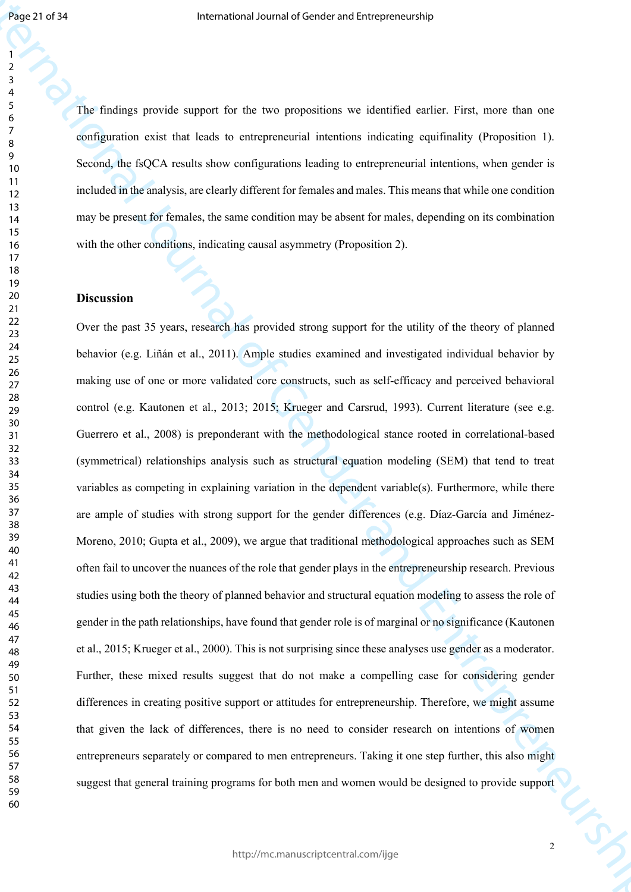The findings provide support for the two propositions we identified earlier. First, more than one configuration exist that leads to entrepreneurial intentions indicating equifinality (Proposition 1). Second, the fsQCA results show configurations leading to entrepreneurial intentions, when gender is included in the analysis, are clearly different for females and males. This means that while one condition may be present for females, the same condition may be absent for males, depending on its combination with the other conditions, indicating causal asymmetry (Proposition 2).

## Discussion

Over the past 35 years, research has provided strong support for the utility of the theory of planned behavior (e.g. Liñán et al., 2011). Ample studies examined and investigated individual behavior by making use of one or more validated core constructs, such as self-efficacy and perceived behavioral control (e.g. Kautonen et al., 2013; 2015; Krueger and Carsrud, 1993). Current literature (see e.g. Guerrero et al., 2008) is preponderant with the methodological stance rooted in correlational-based (symmetrical) relationships analysis such as structural equation modeling (SEM) that tend to treat variables as competing in explaining variation in the dependent variable(s). Furthermore, while there are ample of studies with strong support for the gender differences (e.g. Díaz-García and Jiménez-Moreno, 2010; Gupta et al., 2009), we argue that traditional methodological approaches such as SEM often fail to uncover the nuances of the role that gender plays in the entrepreneurship research. Previous studies using both the theory of planned behavior and structural equation modeling to assess the role of gender in the path relationships, have found that gender role is of marginal or no significance (Kautonen et al., 2015; Krueger et al., 2000). This is not surprising since these analyses use gender as a moderator. Further, these mixed results suggest that do not make a compelling case for considering gender differences in creating positive support or attitudes for entrepreneurship. Therefore, we might assume that given the lack of differences, there is no need to consider research on intentions of women entrepreneurs separately or compared to men entrepreneurs. Taking it one step further, this also might suggest that general training programs for both men and women would be designed to provide support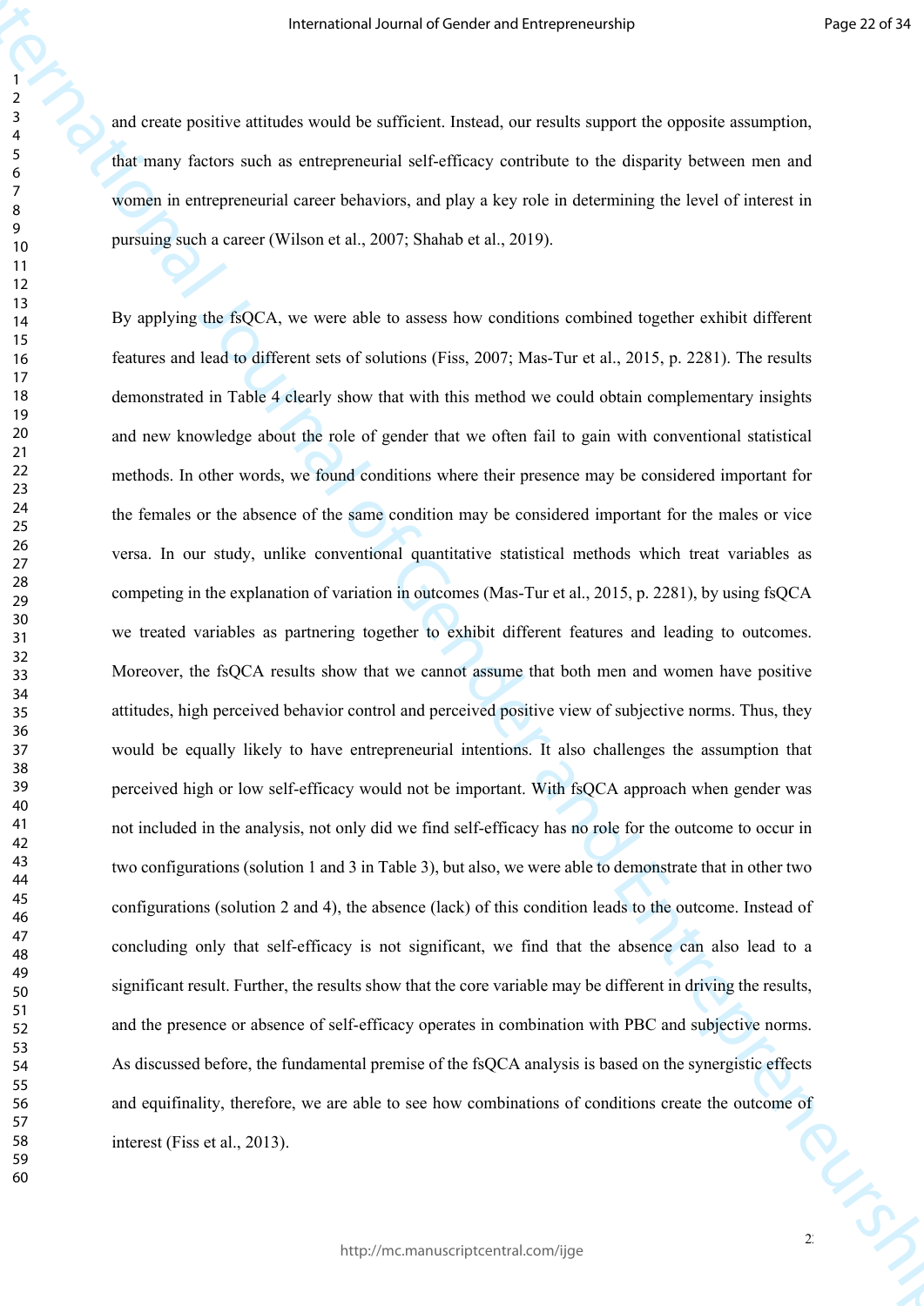and create positive attitudes would be sufficient. Instead, our results support the opposite assumption, that many factors such as entrepreneurial self-efficacy contribute to the disparity between men and women in entrepreneurial career behaviors, and play a key role in determining the level of interest in pursuing such a career (Wilson et al., 2007; Shahab et al., 2019).

By applying the fsQCA, we were able to assess how conditions combined together exhibit different features and lead to different sets of solutions (Fiss, 2007; Mas-Tur et al., 2015, p. 2281). The results demonstrated in Table 4 clearly show that with this method we could obtain complementary insights and new knowledge about the role of gender that we often fail to gain with conventional statistical methods. In other words, we found conditions where their presence may be considered important for the females or the absence of the same condition may be considered important for the males or vice versa. In our study, unlike conventional quantitative statistical methods which treat variables as competing in the explanation of variation in outcomes (Mas-Tur et al., 2015, p. 2281), by using fsQCA we treated variables as partnering together to exhibit different features and leading to outcomes. Moreover, the fsQCA results show that we cannot assume that both men and women have positive attitudes, high perceived behavior control and perceived positive view of subjective norms. Thus, they would be equally likely to have entrepreneurial intentions. It also challenges the assumption that perceived high or low self-efficacy would not be important. With fsQCA approach when gender was not included in the analysis, not only did we find self-efficacy has no role for the outcome to occur in two configurations (solution 1 and 3 in Table 3), but also, we were able to demonstrate that in other two configurations (solution 2 and 4), the absence (lack) of this condition leads to the outcome. Instead of concluding only that self-efficacy is not significant, we find that the absence can also lead to a significant result. Further, the results show that the core variable may be different in driving the results, and the presence or absence of self-efficacy operates in combination with PBC and subjective norms. As discussed before, the fundamental premise of the fsQCA analysis is based on the synergistic effects and equifinality, therefore, we are able to see how combinations of conditions create the outcome of interest (Fiss et al., 2013).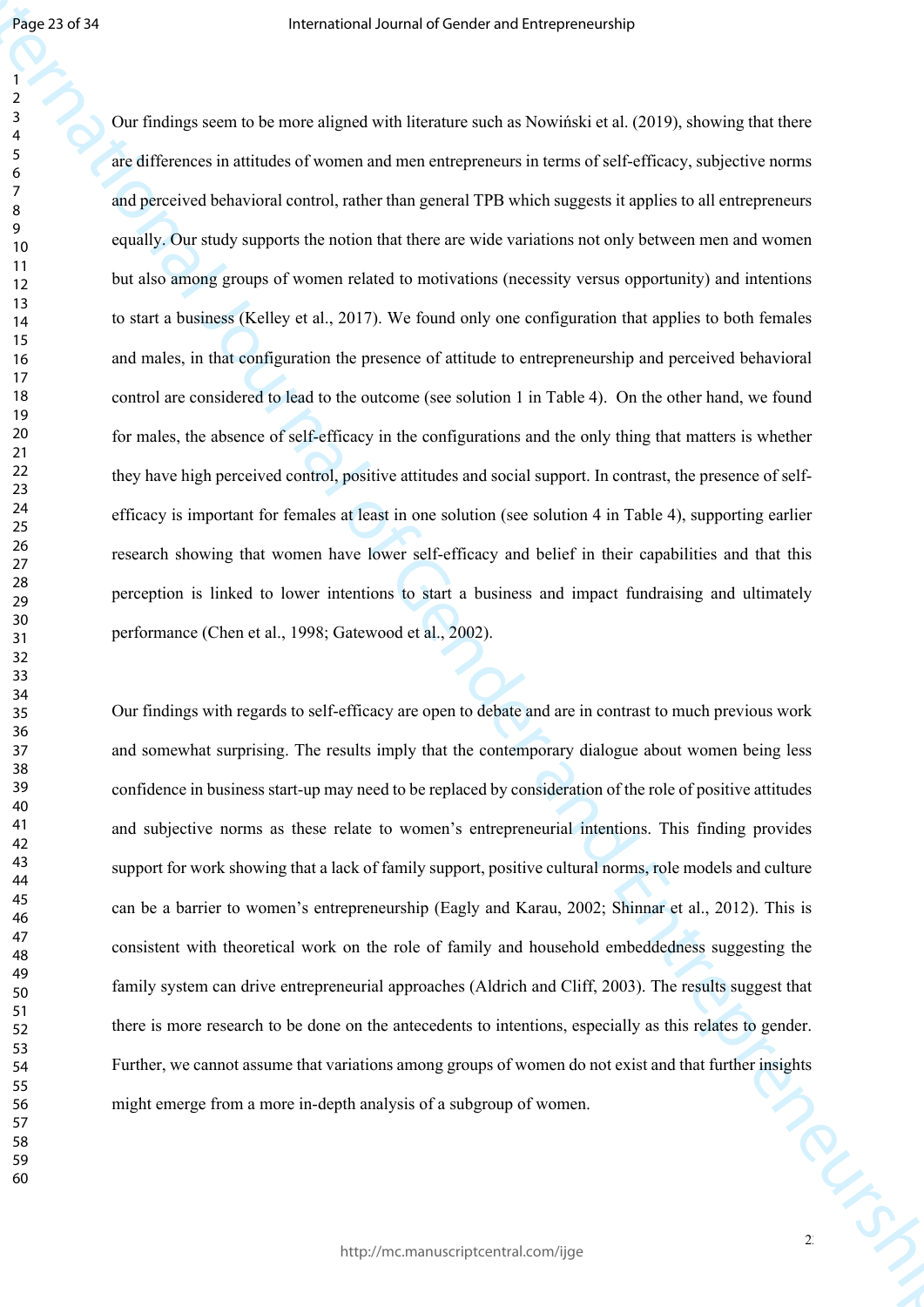Our findings seem to be more aligned with literature such as Nowiński et al. (2019), showing that there are differences in attitudes of women and men entrepreneurs in terms of self-efficacy, subjective norms and perceived behavioral control, rather than general TPB which suggests it applies to all entrepreneurs equally. Our study supports the notion that there are wide variations not only between men and women but also among groups of women related to motivations (necessity versus opportunity) and intentions to start a business (Kelley et al., 2017). We found only one configuration that applies to both females and males, in that configuration the presence of attitude to entrepreneurship and perceived behavioral control are considered to lead to the outcome (see solution 1 in Table 4). On the other hand, we found for males, the absence of self-efficacy in the configurations and the only thing that matters is whether they have high perceived control, positive attitudes and social support. In contrast, the presence of self-efficacy is important for females at least in one solution (see solution 4 in Table 4), supporting earlier research showing that women have lower self-efficacy and belief in their capabilities and that this perception is linked to lower intentions to start a business and impact fundraising and ultimately performance (Chen et al., 1998; Gatewood et al., 2002).

Our findings with regards to self-efficacy are open to debate and are in contrast to much previous work and somewhat surprising. The results imply that the contemporary dialogue about women being less confidence in business start-up may need to be replaced by consideration of the role of positive attitudes and subjective norms as these relate to women's entrepreneurial intentions. This finding provides support for work showing that a lack of family support, positive cultural norms, role models and culture can be a barrier to women's entrepreneurship (Eagly and Karau, 2002; Shinnar et al., 2012). This is consistent with theoretical work on the role of family and household embeddedness suggesting the family system can drive entrepreneurial approaches (Aldrich and Cliff, 2003). The results suggest that there is more research to be done on the antecedents to intentions, especially as this relates to gender. Further, we cannot assume that variations among groups of women do not exist and that further insights might emerge from a more in-depth analysis of a subgroup of women.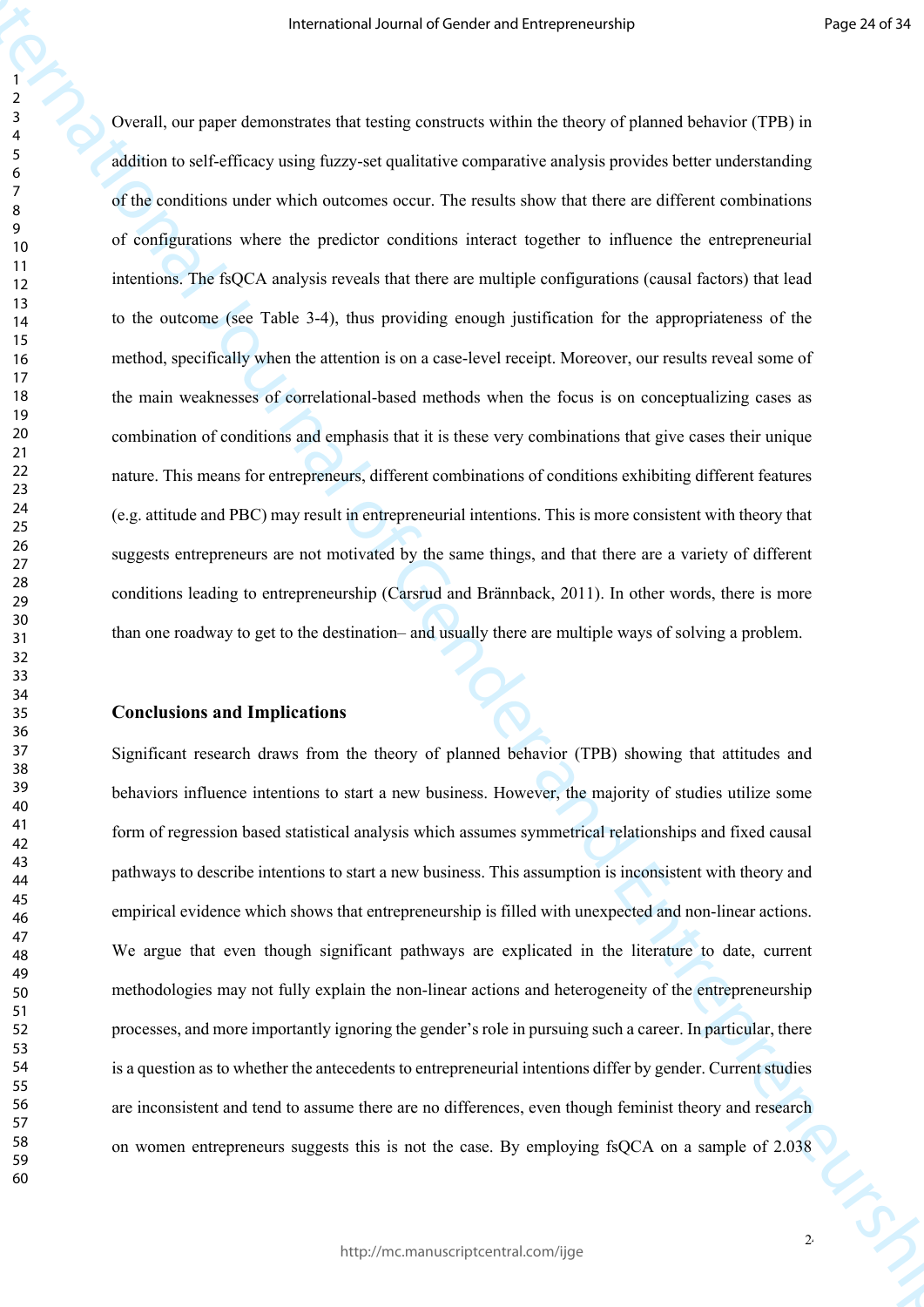Overall, our paper demonstrates that testing constructs within the theory of planned behavior (TPB) in addition to self-efficacy using fuzzy-set qualitative comparative analysis provides better understanding of the conditions under which outcomes occur. The results show that there are different combinations of configurations where the predictor conditions interact together to influence the entrepreneurial intentions. The fsQCA analysis reveals that there are multiple configurations (causal factors) that lead to the outcome (see Table 3-4), thus providing enough justification for the appropriateness of the method, specifically when the attention is on a case-level receipt. Moreover, our results reveal some of the main weaknesses of correlational-based methods when the focus is on conceptualizing cases as combination of conditions and emphasis that it is these very combinations that give cases their unique nature. This means for entrepreneurs, different combinations of conditions exhibiting different features (e.g. attitude and PBC) may result in entrepreneurial intentions. This is more consistent with theory that suggests entrepreneurs are not motivated by the same things, and that there are a variety of different conditions leading to entrepreneurship (Carsrud and Brännback, 2011). In other words, there is more than one roadway to get to the destination– and usually there are multiple ways of solving a problem.

## Conclusions and Implications

Significant research draws from the theory of planned behavior (TPB) showing that attitudes and behaviors influence intentions to start a new business. However, the majority of studies utilize some form of regression based statistical analysis which assumes symmetrical relationships and fixed causal pathways to describe intentions to start a new business. This assumption is inconsistent with theory and empirical evidence which shows that entrepreneurship is filled with unexpected and non-linear actions. We argue that even though significant pathways are explicated in the literature to date, current methodologies may not fully explain the non-linear actions and heterogeneity of the entrepreneurship processes, and more importantly ignoring the gender's role in pursuing such a career. In particular, there is a question as to whether the antecedents to entrepreneurial intentions differ by gender. Current studies are inconsistent and tend to assume there are no differences, even though feminist theory and research on women entrepreneurs suggests this is not the case. By employing fsQCA on a sample of 2.038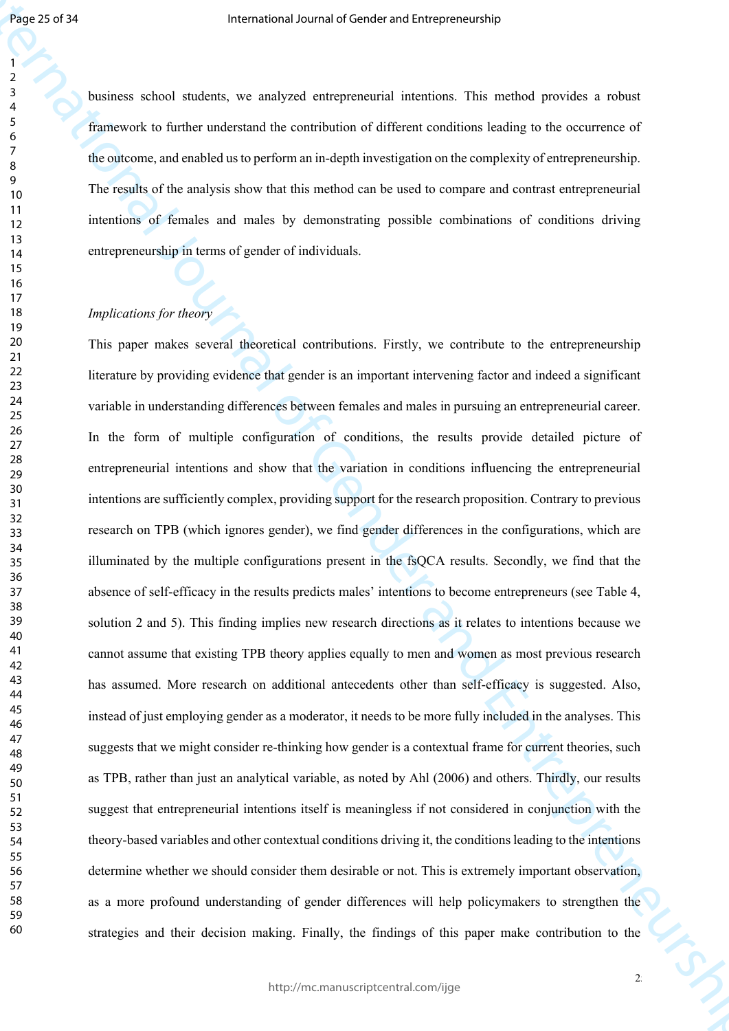business school students, we analyzed entrepreneurial intentions. This method provides a robust framework to further understand the contribution of different conditions leading to the occurrence of the outcome, and enabled us to perform an in-depth investigation on the complexity of entrepreneurship. The results of the analysis show that this method can be used to compare and contrast entrepreneurial intentions of females and males by demonstrating possible combinations of conditions driving entrepreneurship in terms of gender of individuals.

*Implications for theory*

This paper makes several theoretical contributions. Firstly, we contribute to the entrepreneurship literature by providing evidence that gender is an important intervening factor and indeed a significant variable in understanding differences between females and males in pursuing an entrepreneurial career. In the form of multiple configuration of conditions, the results provide detailed picture of entrepreneurial intentions and show that the variation in conditions influencing the entrepreneurial intentions are sufficiently complex, providing support for the research proposition. Contrary to previous research on TPB (which ignores gender), we find gender differences in the configurations, which are illuminated by the multiple configurations present in the fsQCA results. Secondly, we find that the absence of self-efficacy in the results predicts males' intentions to become entrepreneurs (see Table 4, solution 2 and 5). This finding implies new research directions as it relates to intentions because we cannot assume that existing TPB theory applies equally to men and women as most previous research has assumed. More research on additional antecedents other than self-efficacy is suggested. Also, instead of just employing gender as a moderator, it needs to be more fully included in the analyses. This suggests that we might consider re-thinking how gender is a contextual frame for current theories, such as TPB, rather than just an analytical variable, as noted by Ahl (2006) and others. Thirdly, our results suggest that entrepreneurial intentions itself is meaningless if not considered in conjunction with the theory-based variables and other contextual conditions driving it, the conditions leading to the intentions determine whether we should consider them desirable or not. This is extremely important observation, as a more profound understanding of gender differences will help policymakers to strengthen the strategies and their decision making. Finally, the findings of this paper make contribution to the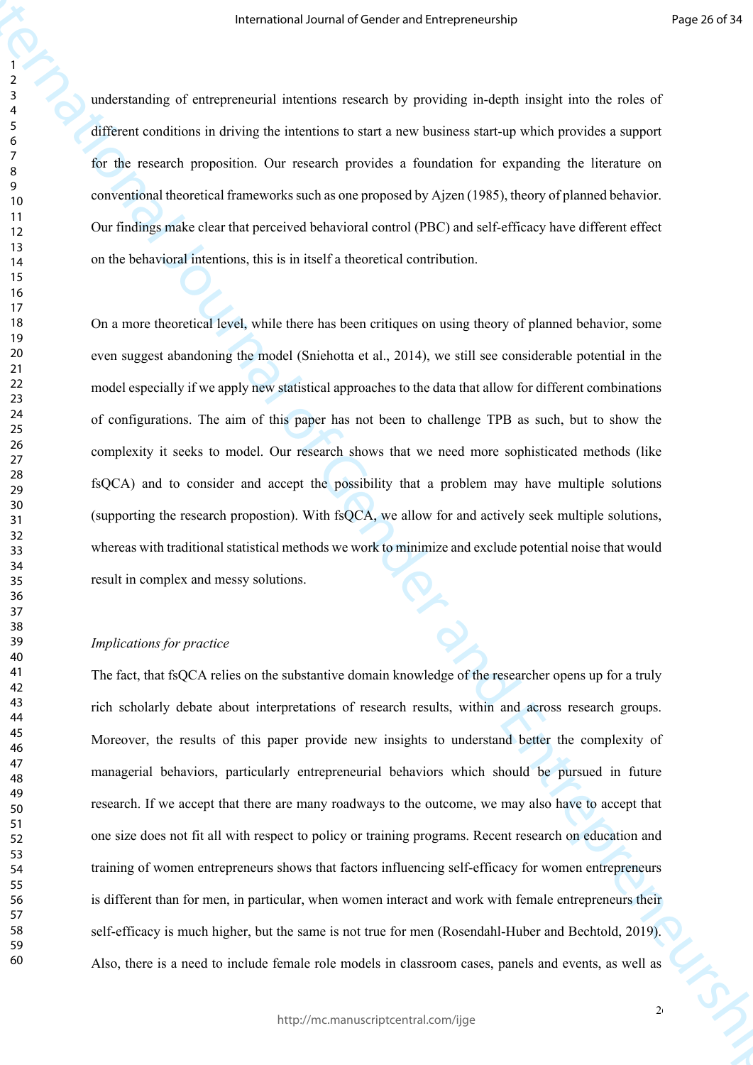understanding of entrepreneurial intentions research by providing in-depth insight into the roles of different conditions in driving the intentions to start a new business start-up which provides a support for the research proposition. Our research provides a foundation for expanding the literature on conventional theoretical frameworks such as one proposed by Ajzen (1985), theory of planned behavior. Our findings make clear that perceived behavioral control (PBC) and self-efficacy have different effect on the behavioral intentions, this is in itself a theoretical contribution.

On a more theoretical level, while there has been critiques on using theory of planned behavior, some even suggest abandoning the model (Sniehotta et al., 2014), we still see considerable potential in the model especially if we apply new statistical approaches to the data that allow for different combinations of configurations. The aim of this paper has not been to challenge TPB as such, but to show the complexity it seeks to model. Our research shows that we need more sophisticated methods (like fsQCA) and to consider and accept the possibility that a problem may have multiple solutions (supporting the research propostion). With fsQCA, we allow for and actively seek multiple solutions, whereas with traditional statistical methods we work to minimize and exclude potential noise that would result in complex and messy solutions.

*Implications for practice*

The fact, that fsQCA relies on the substantive domain knowledge of the researcher opens up for a truly rich scholarly debate about interpretations of research results, within and across research groups. Moreover, the results of this paper provide new insights to understand better the complexity of managerial behaviors, particularly entrepreneurial behaviors which should be pursued in future research. If we accept that there are many roadways to the outcome, we may also have to accept that one size does not fit all with respect to policy or training programs. Recent research on education and training of women entrepreneurs shows that factors influencing self-efficacy for women entrepreneurs is different than for men, in particular, when women interact and work with female entrepreneurs their self-efficacy is much higher, but the same is not true for men (Rosendahl-Huber and Bechtold, 2019). Also, there is a need to include female role models in classroom cases, panels and events, as well as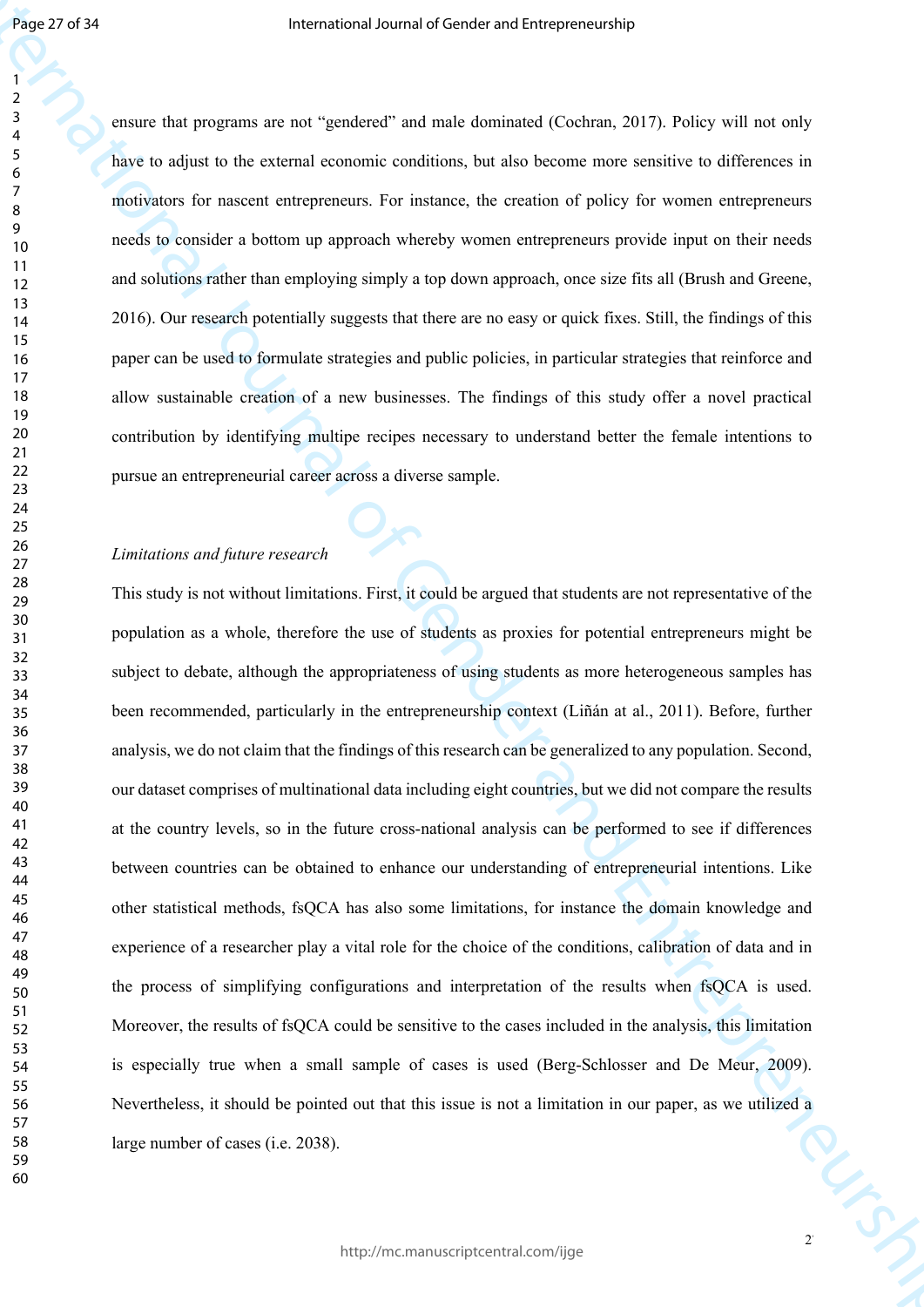ensure that programs are not "gendered" and male dominated (Cochran, 2017). Policy will not only have to adjust to the external economic conditions, but also become more sensitive to differences in motivators for nascent entrepreneurs. For instance, the creation of policy for women entrepreneurs needs to consider a bottom up approach whereby women entrepreneurs provide input on their needs and solutions rather than employing simply a top down approach, once size fits all (Brush and Greene, 2016). Our research potentially suggests that there are no easy or quick fixes. Still, the findings of this paper can be used to formulate strategies and public policies, in particular strategies that reinforce and allow sustainable creation of a new businesses. The findings of this study offer a novel practical contribution by identifying multipe recipes necessary to understand better the female intentions to pursue an entrepreneurial career across a diverse sample.

*Limitations and future research*

This study is not without limitations. First, it could be argued that students are not representative of the population as a whole, therefore the use of students as proxies for potential entrepreneurs might be subject to debate, although the appropriateness of using students as more heterogeneous samples has been recommended, particularly in the entrepreneurship context (Liñán at al., 2011). Before, further analysis, we do not claim that the findings of this research can be generalized to any population. Second, our dataset comprises of multinational data including eight countries, but we did not compare the results at the country levels, so in the future cross-national analysis can be performed to see if differences between countries can be obtained to enhance our understanding of entrepreneurial intentions. Like other statistical methods, fsQCA has also some limitations, for instance the domain knowledge and experience of a researcher play a vital role for the choice of the conditions, calibration of data and in the process of simplifying configurations and interpretation of the results when fsQCA is used. Moreover, the results of fsQCA could be sensitive to the cases included in the analysis, this limitation is especially true when a small sample of cases is used (Berg-Schlosser and De Meur, 2009). Nevertheless, it should be pointed out that this issue is not a limitation in our paper, as we utilized a large number of cases (i.e. 2038).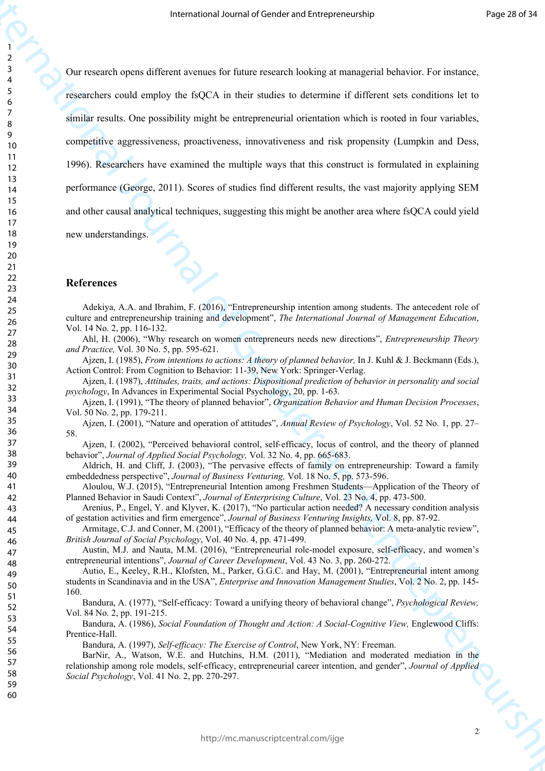Our research opens different avenues for future research looking at managerial behavior. For instance, researchers could employ the fsQCA in their studies to determine if different sets conditions let to similar results. One possibility might be entrepreneurial orientation which is rooted in four variables, competitive aggressiveness, proactiveness, innovativeness and risk propensity (Lumpkin and Dess, 1996). Researchers have examined the multiple ways that this construct is formulated in explaining performance (George, 2011). Scores of studies find different results, the vast majority applying SEM and other causal analytical techniques, suggesting this might be another area where fsQCA could yield new understandings.

## References

Adekiya, A.A. and Ibrahim, F. (2016), "Entrepreneurship intention among students. The antecedent role of culture and entrepreneurship training and development", *The International Journal of Management Education*, Vol. 14 No. 2, pp. 116-132.

Ahl, H. (2006), "Why research on women entrepreneurs needs new directions", *Entrepreneurship Theory and Practice,* Vol. 30 No. 5, pp. 595-621.

Ajzen, I. (1985), *From intentions to actions: A theory of planned behavior,* In J. Kuhl & J. Beckmann (Eds.), Action Control: From Cognition to Behavior: 11-39, New York: Springer-Verlag.

Ajzen, I. (1987), *Attitudes, traits, and actions: Dispositional prediction of behavior in personality and social psychology*, In Advances in Experimental Social Psychology, 20, pp. 1-63.

Ajzen, I. (1991), "The theory of planned behavior", *Organization Behavior and Human Decision Processes*, Vol. 50 No. 2, pp. 179-211.

Ajzen, I. (2001), "Nature and operation of attitudes", *Annual Review of Psychology*, Vol. 52 No. 1, pp. 27–58.

Ajzen, I. (2002), "Perceived behavioral control, self-efficacy, locus of control, and the theory of planned behavior", *Journal of Applied Social Psychology,* Vol. 32 No. 4, pp. 665-683.

Aldrich, H. and Cliff, J. (2003), "The pervasive effects of family on entrepreneurship: Toward a family embeddedness perspective", *Journal of Business Venturing,* Vol. 18 No. 5, pp. 573-596.

Aloulou, W.J. (2015), "Entrepreneurial Intention among Freshmen Students—Application of the Theory of Planned Behavior in Saudi Context", *Journal of Enterprising Culture*, Vol. 23 No. 4, pp. 473-500.

Arenius, P., Engel, Y. and Klyver, K. (2017), "No particular action needed? A necessary condition analysis of gestation activities and firm emergence", *Journal of Business Venturing Insights,* Vol. 8, pp. 87-92.

Armitage, C.J. and Conner, M. (2001), "Efficacy of the theory of planned behavior: A meta-analytic review", *British Journal of Social Psychology*, Vol. 40 No. 4, pp. 471-499.

Austin, M.J. and Nauta, M.M. (2016), "Entrepreneurial role-model exposure, self-efficacy, and women's entrepreneurial intentions", *Journal of Career Development*, Vol. 43 No. 3, pp. 260-272.

Autio, E., Keeley, R.H., Klofsten, M., Parker, G.G.C. and Hay, M. (2001), "Entrepreneurial intent among students in Scandinavia and in the USA", *Enterprise and Innovation Management Studies*, Vol. 2 No. 2, pp. 145-160.

Bandura, A. (1977), "Self-efficacy: Toward a unifying theory of behavioral change", *Psychological Review,* Vol. 84 No. 2, pp. 191-215.

Bandura, A. (1986), *Social Foundation of Thought and Action: A Social-Cognitive View,* Englewood Cliffs: Prentice-Hall.

Bandura, A. (1997), *Self-efficacy: The Exercise of Control*, New York, NY: Freeman.

BarNir, A., Watson, W.E. and Hutchins, H.M. (2011), "Mediation and moderated mediation in the relationship among role models, self-efficacy, entrepreneurial career intention, and gender", *Journal of Applied Social Psychology*, Vol. 41 No. 2, pp. 270-297.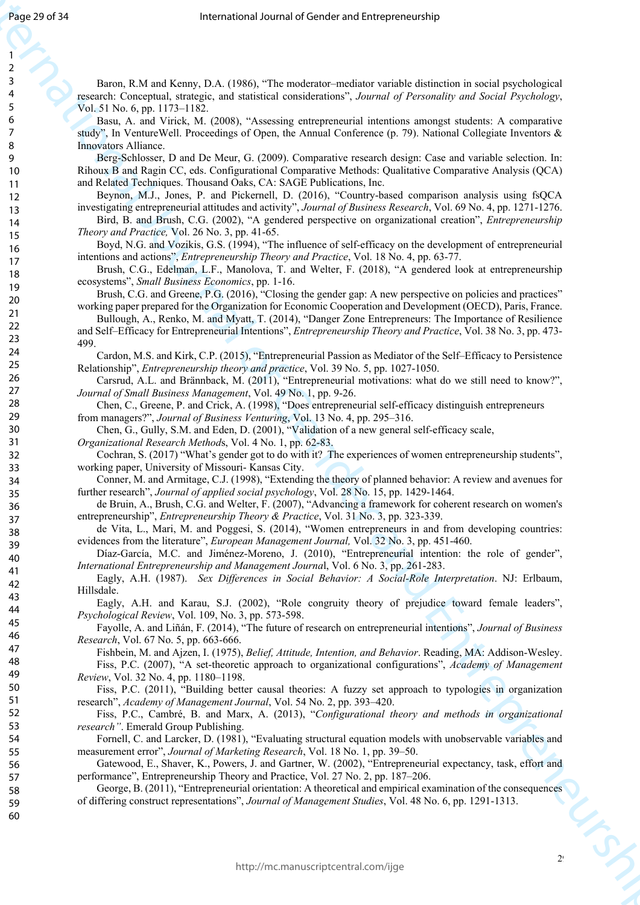Baron, R.M and Kenny, D.A. (1986), "The moderator–mediator variable distinction in social psychological research: Conceptual, strategic, and statistical considerations", *Journal of Personality and Social Psychology*, Vol. 51 No. 6, pp. 1173–1182.

Basu, A. and Virick, M. (2008), "Assessing entrepreneurial intentions amongst students: A comparative study", In VentureWell. Proceedings of Open, the Annual Conference (p. 79). National Collegiate Inventors & Innovators Alliance.

Berg-Schlosser, D and De Meur, G. (2009). Comparative research design: Case and variable selection. In: Rihoux B and Ragin CC, eds. Configurational Comparative Methods: Qualitative Comparative Analysis (QCA) and Related Techniques. Thousand Oaks, CA: SAGE Publications, Inc.

Beynon, M.J., Jones, P. and Pickernell, D. (2016), "Country-based comparison analysis using fsQCA investigating entrepreneurial attitudes and activity", *Journal of Business Research*, Vol. 69 No. 4, pp. 1271-1276.

Bird, B. and Brush, C.G. (2002), "A gendered perspective on organizational creation", *Entrepreneurship Theory and Practice,* Vol. 26 No. 3, pp. 41-65.

Boyd, N.G. and Vozikis, G.S. (1994), "The influence of self-efficacy on the development of entrepreneurial intentions and actions", *Entrepreneurship Theory and Practice*, Vol. 18 No. 4, pp. 63-77.

Brush, C.G., Edelman, L.F., Manolova, T. and Welter, F. (2018), "A gendered look at entrepreneurship ecosystems", *Small Business Economics*, pp. 1-16.

Brush, C.G. and Greene, P.G. (2016), "Closing the gender gap: A new perspective on policies and practices" working paper prepared for the Organization for Economic Cooperation and Development (OECD), Paris, France.

Bullough, A., Renko, M. and Myatt, T. (2014), "Danger Zone Entrepreneurs: The Importance of Resilience and Self–Efficacy for Entrepreneurial Intentions", *Entrepreneurship Theory and Practice*, Vol. 38 No. 3, pp. 473-499.

Cardon, M.S. and Kirk, C.P. (2015), "Entrepreneurial Passion as Mediator of the Self–Efficacy to Persistence Relationship", *Entrepreneurship theory and practice*, Vol. 39 No. 5, pp. 1027-1050.

Carsrud, A.L. and Brännback, M. (2011), "Entrepreneurial motivations: what do we still need to know?", *Journal of Small Business Management*, Vol. 49 No. 1, pp. 9-26.

Chen, C., Greene, P. and Crick, A. (1998), "Does entrepreneurial self-efficacy distinguish entrepreneurs from managers?", *Journal of Business Venturing*, Vol. 13 No. 4, pp. 295–316.

Chen, G., Gully, S.M. and Eden, D. (2001), "Validation of a new general self-efficacy scale, *Organizational Research Methods*, Vol. 4 No. 1, pp. 62-83.

Cochran, S. (2017) "What's gender got to do with it? The experiences of women entrepreneurship students", working paper, University of Missouri- Kansas City.

Conner, M. and Armitage, C.J. (1998), "Extending the theory of planned behavior: A review and avenues for further research", *Journal of applied social psychology*, Vol. 28 No. 15, pp. 1429-1464.

de Bruin, A., Brush, C.G. and Welter, F. (2007), "Advancing a framework for coherent research on women's entrepreneurship", *Entrepreneurship Theory & Practice*, Vol. 31 No. 3, pp. 323-339.

de Vita, L., Mari, M. and Poggesi, S. (2014), "Women entrepreneurs in and from developing countries: evidences from the literature", *European Management Journal,* Vol. 32 No. 3, pp. 451-460.

Díaz-García, M.C. and Jiménez-Moreno, J. (2010), "Entrepreneurial intention: the role of gender", *International Entrepreneurship and Management Journal*, Vol. 6 No. 3, pp. 261-283.

Eagly, A.H. (1987). *Sex Differences in Social Behavior: A Social-Role Interpretation*. NJ: Erlbaum, Hillsdale.

Eagly, A.H. and Karau, S.J. (2002), "Role congruity theory of prejudice toward female leaders", *Psychological Review*, Vol. 109, No. 3, pp. 573-598.

Fayolle, A. and Liñán, F. (2014), "The future of research on entrepreneurial intentions", *Journal of Business Research*, Vol. 67 No. 5, pp. 663-666.

Fishbein, M. and Ajzen, I. (1975), *Belief, Attitude, Intention, and Behavior*. Reading, MA: Addison-Wesley.

Fiss, P.C. (2007), "A set-theoretic approach to organizational configurations", *Academy of Management Review*, Vol. 32 No. 4, pp. 1180–1198.

Fiss, P.C. (2011), "Building better causal theories: A fuzzy set approach to typologies in organization research", *Academy of Management Journal*, Vol. 54 No. 2, pp. 393–420.

Fiss, P.C., Cambré, B. and Marx, A. (2013), "*Configurational theory and methods in organizational research"*. Emerald Group Publishing.

Fornell, C. and Larcker, D. (1981), "Evaluating structural equation models with unobservable variables and measurement error", *Journal of Marketing Research*, Vol. 18 No. 1, pp. 39–50.

Gatewood, E., Shaver, K., Powers, J. and Gartner, W. (2002), "Entrepreneurial expectancy, task, effort and performance", Entrepreneurship Theory and Practice, Vol. 27 No. 2, pp. 187–206.

George, B. (2011), "Entrepreneurial orientation: A theoretical and empirical examination of the consequences of differing construct representations", *Journal of Management Studies*, Vol. 48 No. 6, pp. 1291-1313.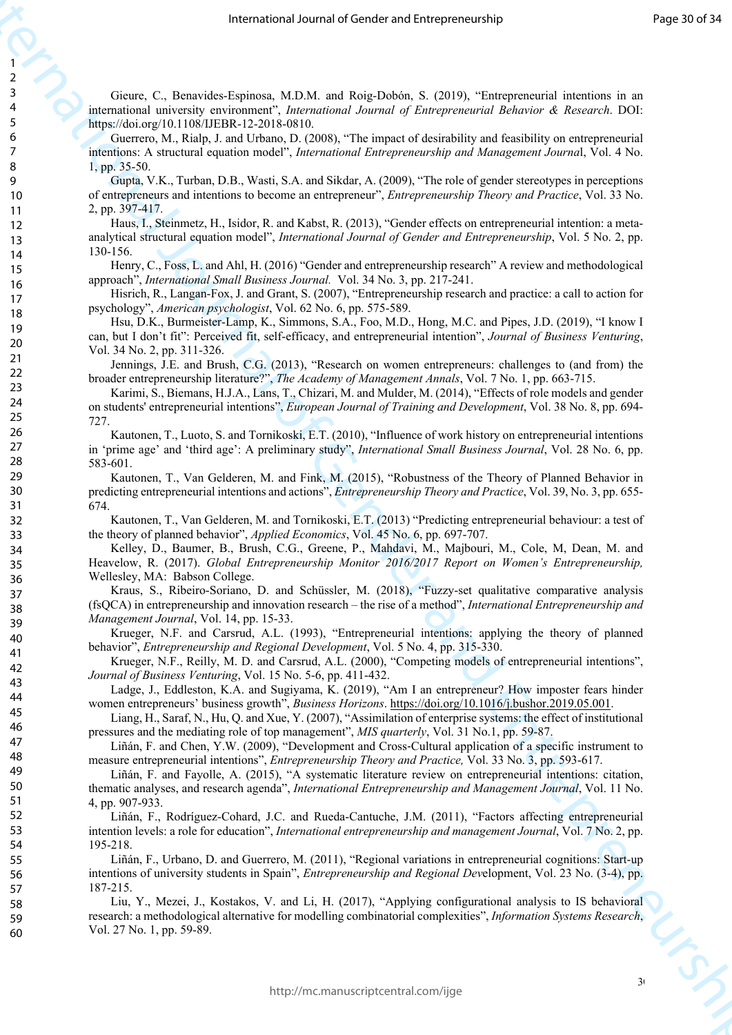Gieure, C., Benavides-Espinosa, M.D.M. and Roig-Dobón, S. (2019), "Entrepreneurial intentions in an international university environment", *International Journal of Entrepreneurial Behavior & Research*. DOI: https://doi.org/10.1108/IJEBR-12-2018-0810.

Guerrero, M., Rialp, J. and Urbano, D. (2008), "The impact of desirability and feasibility on entrepreneurial intentions: A structural equation model", *International Entrepreneurship and Management Journal*, Vol. 4 No. 1, pp. 35-50.

Gupta, V.K., Turban, D.B., Wasti, S.A. and Sikdar, A. (2009), "The role of gender stereotypes in perceptions of entrepreneurs and intentions to become an entrepreneur", *Entrepreneurship Theory and Practice*, Vol. 33 No. 2, pp. 397-417.

Haus, I., Steinmetz, H., Isidor, R. and Kabst, R. (2013), "Gender effects on entrepreneurial intention: a meta-analytical structural equation model", *International Journal of Gender and Entrepreneurship*, Vol. 5 No. 2, pp. 130-156.

Henry, C., Foss, L. and Ahl, H. (2016) "Gender and entrepreneurship research" A review and methodological approach", *International Small Business Journal.* Vol. 34 No. 3, pp. 217-241.

Hisrich, R., Langan-Fox, J. and Grant, S. (2007), "Entrepreneurship research and practice: a call to action for psychology", *American psychologist*, Vol. 62 No. 6, pp. 575-589.

Hsu, D.K., Burmeister-Lamp, K., Simmons, S.A., Foo, M.D., Hong, M.C. and Pipes, J.D. (2019), "I know I can, but I don't fit": Perceived fit, self-efficacy, and entrepreneurial intention", *Journal of Business Venturing*, Vol. 34 No. 2, pp. 311-326.

Jennings, J.E. and Brush, C.G. (2013), "Research on women entrepreneurs: challenges to (and from) the broader entrepreneurship literature?", *The Academy of Management Annals*, Vol. 7 No. 1, pp. 663-715.

Karimi, S., Biemans, H.J.A., Lans, T., Chizari, M. and Mulder, M. (2014), "Effects of role models and gender on students' entrepreneurial intentions", *European Journal of Training and Development*, Vol. 38 No. 8, pp. 694-727.

Kautonen, T., Luoto, S. and Tornikoski, E.T. (2010), "Influence of work history on entrepreneurial intentions in 'prime age' and 'third age': A preliminary study", *International Small Business Journal*, Vol. 28 No. 6, pp. 583-601.

Kautonen, T., Van Gelderen, M. and Fink, M. (2015), "Robustness of the Theory of Planned Behavior in predicting entrepreneurial intentions and actions", *Entrepreneurship Theory and Practice*, Vol. 39, No. 3, pp. 655-674.

Kautonen, T., Van Gelderen, M. and Tornikoski, E.T. (2013) "Predicting entrepreneurial behaviour: a test of the theory of planned behavior", *Applied Economics*, Vol. 45 No. 6, pp. 697-707.

Kelley, D., Baumer, B., Brush, C.G., Greene, P., Mahdavi, M., Majbouri, M., Cole, M, Dean, M. and Heavelow, R. (2017). *Global Entrepreneurship Monitor 2016/2017 Report on Women's Entrepreneurship,* Wellesley, MA: Babson College.

Kraus, S., Ribeiro-Soriano, D. and Schüssler, M. (2018), "Fuzzy-set qualitative comparative analysis (fsQCA) in entrepreneurship and innovation research – the rise of a method", *International Entrepreneurship and Management Journal*, Vol. 14, pp. 15-33.

Krueger, N.F. and Carsrud, A.L. (1993), "Entrepreneurial intentions: applying the theory of planned behavior", *Entrepreneurship and Regional Development*, Vol. 5 No. 4, pp. 315-330.

Krueger, N.F., Reilly, M. D. and Carsrud, A.L. (2000), "Competing models of entrepreneurial intentions", *Journal of Business Venturing*, Vol. 15 No. 5-6, pp. 411-432.

Ladge, J., Eddleston, K.A. and Sugiyama, K. (2019), "Am I an entrepreneur? How imposter fears hinder women entrepreneurs' business growth", *Business Horizons*. https://doi.org/10.1016/j.bushor.2019.05.001.

Liang, H., Saraf, N., Hu, Q. and Xue, Y. (2007), "Assimilation of enterprise systems: the effect of institutional pressures and the mediating role of top management", *MIS quarterly*, Vol. 31 No.1, pp. 59-87.

Liñán, F. and Chen, Y.W. (2009), "Development and Cross-Cultural application of a specific instrument to measure entrepreneurial intentions", *Entrepreneurship Theory and Practice,* Vol. 33 No. 3, pp. 593-617.

Liñán, F. and Fayolle, A. (2015), "A systematic literature review on entrepreneurial intentions: citation, thematic analyses, and research agenda", *International Entrepreneurship and Management Journal*, Vol. 11 No. 4, pp. 907-933.

Liñán, F., Rodríguez-Cohard, J.C. and Rueda-Cantuche, J.M. (2011), "Factors affecting entrepreneurial intention levels: a role for education", *International entrepreneurship and management Journal*, Vol. 7 No. 2, pp. 195-218.

Liñán, F., Urbano, D. and Guerrero, M. (2011), "Regional variations in entrepreneurial cognitions: Start-up intentions of university students in Spain", *Entrepreneurship and Regional Development*, Vol. 23 No. (3-4), pp. 187-215.

Liu, Y., Mezei, J., Kostakos, V. and Li, H. (2017), "Applying configurational analysis to IS behavioral research: a methodological alternative for modelling combinatorial complexities", *Information Systems Research*, Vol. 27 No. 1, pp. 59-89.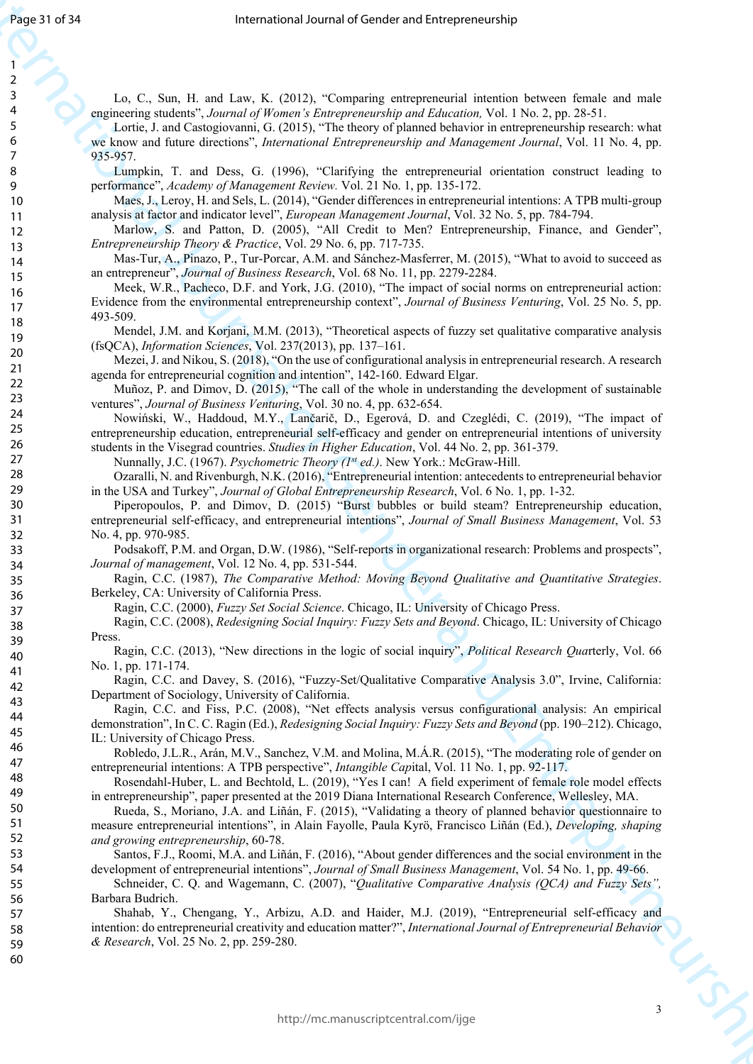Lo, C., Sun, H. and Law, K. (2012), "Comparing entrepreneurial intention between female and male engineering students", *Journal of Women's Entrepreneurship and Education,* Vol. 1 No. 2, pp. 28-51.

Lortie, J. and Castogiovanni, G. (2015), "The theory of planned behavior in entrepreneurship research: what we know and future directions", *International Entrepreneurship and Management Journal*, Vol. 11 No. 4, pp. 935-957.

Lumpkin, T. and Dess, G. (1996), "Clarifying the entrepreneurial orientation construct leading to performance", *Academy of Management Review.* Vol. 21 No. 1, pp. 135-172.

Maes, J., Leroy, H. and Sels, L. (2014), "Gender differences in entrepreneurial intentions: A TPB multi-group analysis at factor and indicator level", *European Management Journal*, Vol. 32 No. 5, pp. 784-794.

Marlow, S. and Patton, D. (2005), "All Credit to Men? Entrepreneurship, Finance, and Gender", *Entrepreneurship Theory & Practice*, Vol. 29 No. 6, pp. 717-735.

Mas-Tur, A., Pinazo, P., Tur-Porcar, A.M. and Sánchez-Masferrer, M. (2015), "What to avoid to succeed as an entrepreneur", *Journal of Business Research*, Vol. 68 No. 11, pp. 2279-2284.

Meek, W.R., Pacheco, D.F. and York, J.G. (2010), "The impact of social norms on entrepreneurial action: Evidence from the environmental entrepreneurship context", *Journal of Business Venturing*, Vol. 25 No. 5, pp. 493-509.

Mendel, J.M. and Korjani, M.M. (2013), "Theoretical aspects of fuzzy set qualitative comparative analysis (fsQCA), *Information Sciences*, Vol. 237(2013), pp. 137–161.

Mezei, J. and Nikou, S. (2018), "On the use of configurational analysis in entrepreneurial research. A research agenda for entrepreneurial cognition and intention", 142-160. Edward Elgar.

Muñoz, P. and Dimov, D. (2015), "The call of the whole in understanding the development of sustainable ventures", *Journal of Business Venturing*, Vol. 30 no. 4, pp. 632-654.

Nowiński, W., Haddoud, M.Y., Lančarič, D., Egerová, D. and Czeglédi, C. (2019), "The impact of entrepreneurship education, entrepreneurial self-efficacy and gender on entrepreneurial intentions of university students in the Visegrad countries. *Studies in Higher Education*, Vol. 44 No. 2, pp. 361-379.

Nunnally, J.C. (1967). *Psychometric Theory (1st ed.)*. New York.: McGraw-Hill.

Ozaralli, N. and Rivenburgh, N.K. (2016), "Entrepreneurial intention: antecedents to entrepreneurial behavior in the USA and Turkey", *Journal of Global Entrepreneurship Research*, Vol. 6 No. 1, pp. 1-32.

Piperopoulos, P. and Dimov, D. (2015) "Burst bubbles or build steam? Entrepreneurship education, entrepreneurial self-efficacy, and entrepreneurial intentions", *Journal of Small Business Management*, Vol. 53 No. 4, pp. 970-985.

Podsakoff, P.M. and Organ, D.W. (1986), "Self-reports in organizational research: Problems and prospects", *Journal of management*, Vol. 12 No. 4, pp. 531-544.

Ragin, C.C. (1987), *The Comparative Method: Moving Beyond Qualitative and Quantitative Strategies*. Berkeley, CA: University of California Press.

Ragin, C.C. (2000), *Fuzzy Set Social Science*. Chicago, IL: University of Chicago Press.

Ragin, C.C. (2008), *Redesigning Social Inquiry: Fuzzy Sets and Beyond*. Chicago, IL: University of Chicago Press.

Ragin, C.C. (2013), "New directions in the logic of social inquiry", *Political Research Quarterly*, Vol. 66 No. 1, pp. 171-174.

Ragin, C.C. and Davey, S. (2016), "Fuzzy-Set/Qualitative Comparative Analysis 3.0", Irvine, California: Department of Sociology, University of California.

Ragin, C.C. and Fiss, P.C. (2008), "Net effects analysis versus configurational analysis: An empirical demonstration", In C. C. Ragin (Ed.), *Redesigning Social Inquiry: Fuzzy Sets and Beyond* (pp. 190–212). Chicago, IL: University of Chicago Press.

Robledo, J.L.R., Arán, M.V., Sanchez, V.M. and Molina, M.Á.R. (2015), "The moderating role of gender on entrepreneurial intentions: A TPB perspective", *Intangible Capital*, Vol. 11 No. 1, pp. 92-117.

Rosendahl-Huber, L. and Bechtold, L. (2019), "Yes I can! A field experiment of female role model effects in entrepreneurship", paper presented at the 2019 Diana International Research Conference, Wellesley, MA.

Rueda, S., Moriano, J.A. and Liñán, F. (2015), "Validating a theory of planned behavior questionnaire to measure entrepreneurial intentions", in Alain Fayolle, Paula Kyrö, Francisco Liñán (Ed.), *Developing, shaping and growing entrepreneurship*, 60-78.

Santos, F.J., Roomi, M.A. and Liñán, F. (2016), "About gender differences and the social environment in the development of entrepreneurial intentions", *Journal of Small Business Management*, Vol. 54 No. 1, pp. 49-66.

Schneider, C. Q. and Wagemann, C. (2007), "*Qualitative Comparative Analysis (QCA) and Fuzzy Sets",* Barbara Budrich.

Shahab, Y., Chengang, Y., Arbizu, A.D. and Haider, M.J. (2019), "Entrepreneurial self-efficacy and intention: do entrepreneurial creativity and education matter?", *International Journal of Entrepreneurial Behavior & Research*, Vol. 25 No. 2, pp. 259-280.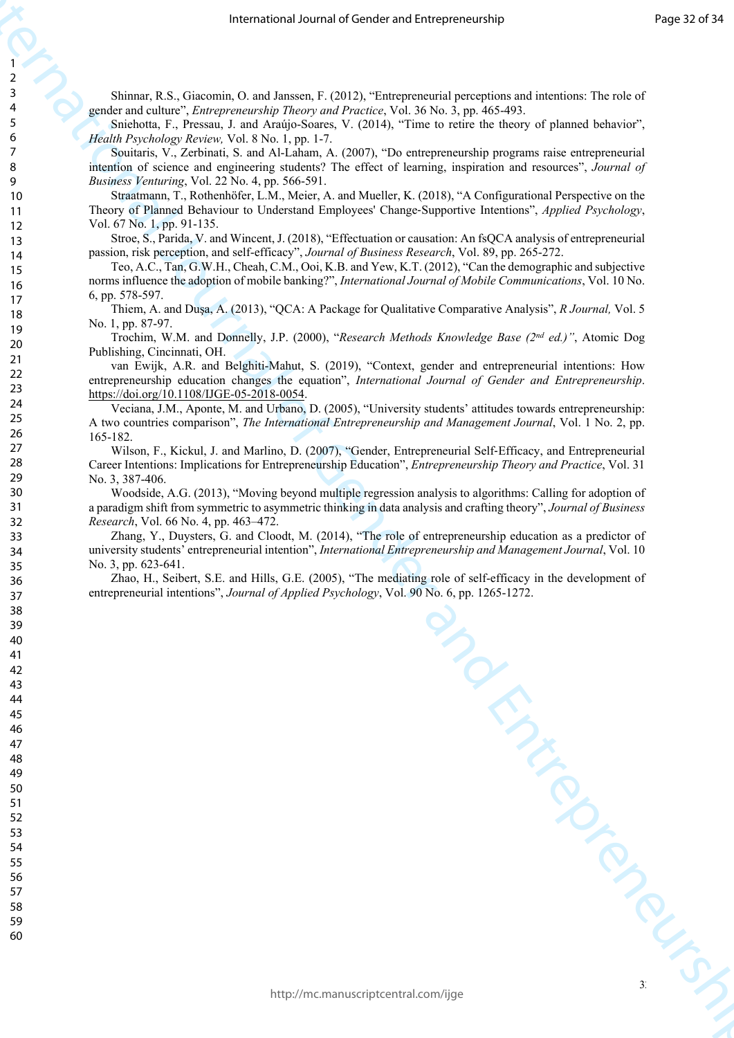Shinnar, R.S., Giacomin, O. and Janssen, F. (2012), "Entrepreneurial perceptions and intentions: The role of gender and culture", *Entrepreneurship Theory and Practice*, Vol. 36 No. 3, pp. 465-493.

Sniehotta, F., Pressau, J. and Araújo-Soares, V. (2014), "Time to retire the theory of planned behavior", *Health Psychology Review,* Vol. 8 No. 1, pp. 1-7.

Souitaris, V., Zerbinati, S. and Al-Laham, A. (2007), "Do entrepreneurship programs raise entrepreneurial intention of science and engineering students? The effect of learning, inspiration and resources", *Journal of Business Venturing*, Vol. 22 No. 4, pp. 566-591.

Straatmann, T., Rothenhöfer, L.M., Meier, A. and Mueller, K. (2018), "A Configurational Perspective on the Theory of Planned Behaviour to Understand Employees' Change-Supportive Intentions", *Applied Psychology*, Vol. 67 No. 1, pp. 91-135.

Stroe, S., Parida, V. and Wincent, J. (2018), "Effectuation or causation: An fsQCA analysis of entrepreneurial passion, risk perception, and self-efficacy", *Journal of Business Research*, Vol. 89, pp. 265-272.

Teo, A.C., Tan, G.W.H., Cheah, C.M., Ooi, K.B. and Yew, K.T. (2012), "Can the demographic and subjective norms influence the adoption of mobile banking?", *International Journal of Mobile Communications*, Vol. 10 No. 6, pp. 578-597.

Thiem, A. and Duşa, A. (2013), "QCA: A Package for Qualitative Comparative Analysis", *R Journal,* Vol. 5 No. 1, pp. 87-97.

Trochim, W.M. and Donnelly, J.P. (2000), "*Research Methods Knowledge Base (2nd ed.)*", Atomic Dog Publishing, Cincinnati, OH.

van Ewijk, A.R. and Belghiti-Mahut, S. (2019), "Context, gender and entrepreneurial intentions: How entrepreneurship education changes the equation", *International Journal of Gender and Entrepreneurship*. https://doi.org/10.1108/IJGE-05-2018-0054.

Veciana, J.M., Aponte, M. and Urbano, D. (2005), "University students' attitudes towards entrepreneurship: A two countries comparison", *The International Entrepreneurship and Management Journal*, Vol. 1 No. 2, pp. 165-182.

Wilson, F., Kickul, J. and Marlino, D. (2007), "Gender, Entrepreneurial Self-Efficacy, and Entrepreneurial Career Intentions: Implications for Entrepreneurship Education", *Entrepreneurship Theory and Practice*, Vol. 31 No. 3, 387-406.

Woodside, A.G. (2013), "Moving beyond multiple regression analysis to algorithms: Calling for adoption of a paradigm shift from symmetric to asymmetric thinking in data analysis and crafting theory", *Journal of Business Research*, Vol. 66 No. 4, pp. 463–472.

Zhang, Y., Duysters, G. and Cloodt, M. (2014), "The role of entrepreneurship education as a predictor of university students' entrepreneurial intention", *International Entrepreneurship and Management Journal*, Vol. 10 No. 3, pp. 623-641.

Zhao, H., Seibert, S.E. and Hills, G.E. (2005), "The mediating role of self-efficacy in the development of entrepreneurial intentions", *Journal of Applied Psychology*, Vol. 90 No. 6, pp. 1265-1272.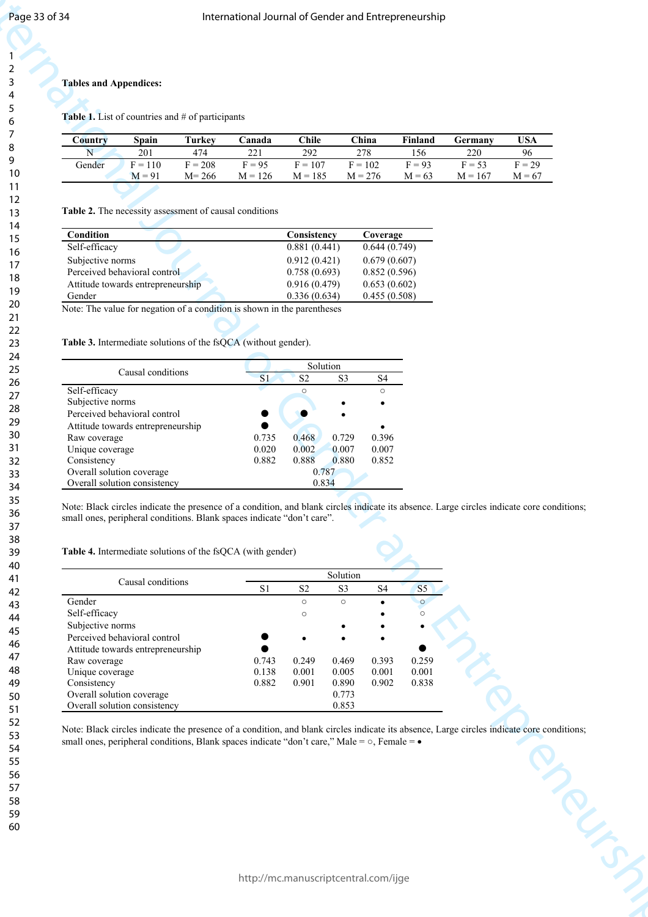**Tables and Appendices:**

**Table 1.** List of countries and # of participants

| Country | Spain | Turkey | Canada | Chile | China | Finland | Germany | USA |
|---|---|---|---|---|---|---|---|---|
| N | 201 | 474 | 221 | 292 | 278 | 156 | 220 | 96 |
| Gender | F = 110<br>M = 91 | F = 208<br>M= 266 | F = 95<br>M = 126 | F = 107<br>M = 185 | F = 102<br>M = 276 | F = 93<br>M = 63 | F = 53<br>M = 167 | F = 29<br>M = 67 |

**Table 2.** The necessity assessment of causal conditions

| Condition | Consistency | Coverage |
|---|---|---|
| Self-efficacy | 0.881 (0.441) | 0.644 (0.749) |
| Subjective norms | 0.912 (0.421) | 0.679 (0.607) |
| Perceived behavioral control | 0.758 (0.693) | 0.852 (0.596) |
| Attitude towards entrepreneurship | 0.916 (0.479) | 0.653 (0.602) |
| Gender | 0.336 (0.634) | 0.455 (0.508) |

Note: The value for negation of a condition is shown in the parentheses

**Table 3.** Intermediate solutions of the fsQCA (without gender).

| Causal conditions | Solution | | | |
|---|---|---|---|---|
| | S1 | S2 | S3 | S4 |
| Self-efficacy | | ○ | | ○ |
| Subjective norms | | | • | • |
| Perceived behavioral control | ● | ● | • | |
| Attitude towards entrepreneurship | ● | | | • |
| Raw coverage | 0.735 | 0.468 | 0.729 | 0.396 |
| Unique coverage | 0.020 | 0.002 | 0.007 | 0.007 |
| Consistency | 0.882 | 0.888 | 0.880 | 0.852 |
| Overall solution coverage | 0.787 | | | |
| Overall solution consistency | 0.834 | | | |

Note: Black circles indicate the presence of a condition, and blank circles indicate its absence. Large circles indicate core conditions; small ones, peripheral conditions. Blank spaces indicate "don't care".

**Table 4.** Intermediate solutions of the fsQCA (with gender)

| Causal conditions | Solution | | | | |
|---|---|---|---|---|---|
| | S1 | S2 | S3 | S4 | S5 |
| Gender | | ○ | ○ | • | ○ |
| Self-efficacy | | ○ | | • | ○ |
| Subjective norms | | | • | • | • |
| Perceived behavioral control | ● | • | • | • | |
| Attitude towards entrepreneurship | ● | | | | ● |
| Raw coverage | 0.743 | 0.249 | 0.469 | 0.393 | 0.259 |
| Unique coverage | 0.138 | 0.001 | 0.005 | 0.001 | 0.001 |
| Consistency | 0.882 | 0.901 | 0.890 | 0.902 | 0.838 |
| Overall solution coverage | 0.773 | | | | |
| Overall solution consistency | 0.853 | | | | |

Note: Black circles indicate the presence of a condition, and blank circles indicate its absence, Large circles indicate core conditions; small ones, peripheral conditions, Blank spaces indicate "don't care," Male = ○, Female = •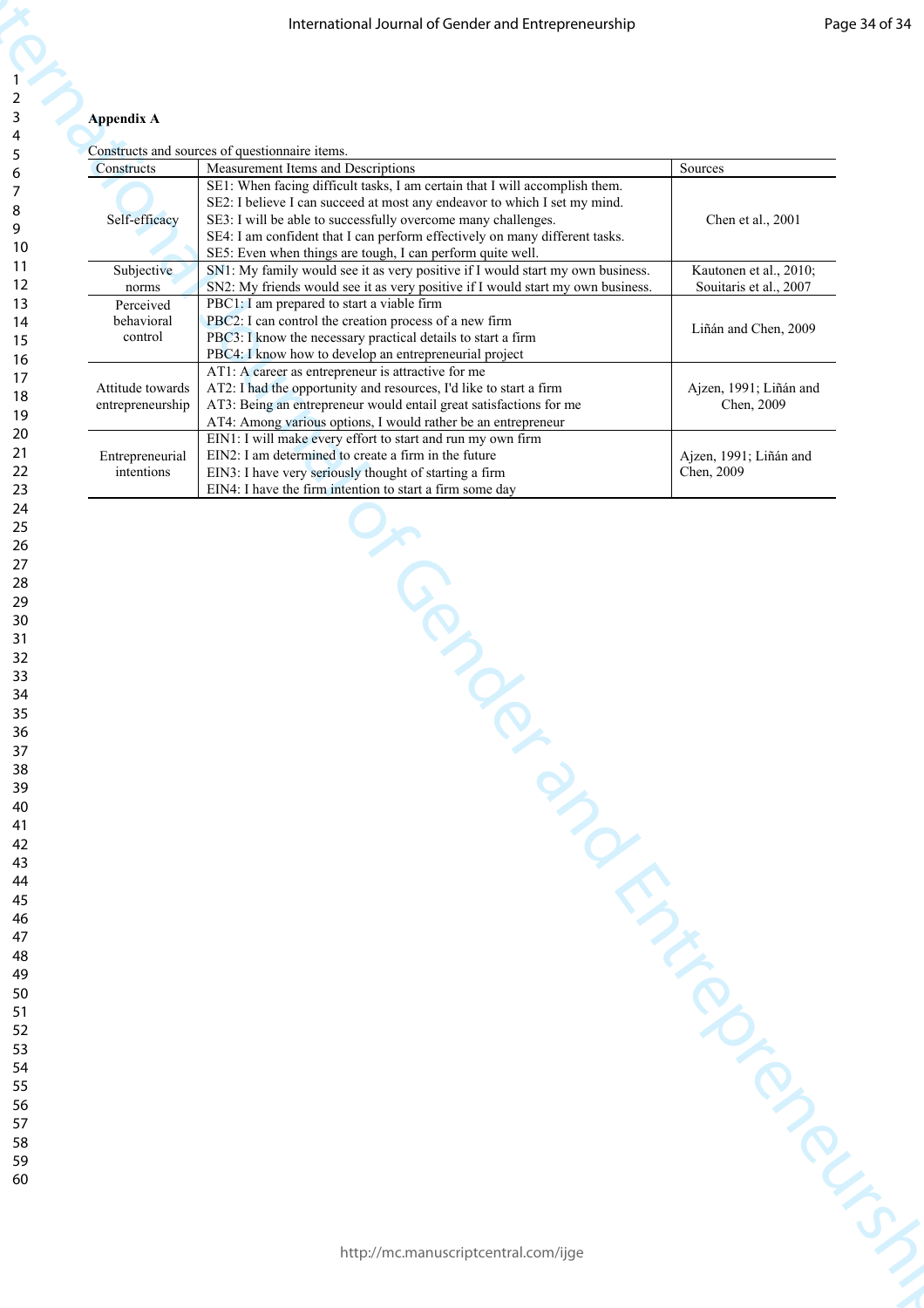**Appendix A**

Constructs and sources of questionnaire items.

| Constructs | Measurement Items and Descriptions | Sources |
|---|---|---|
| Self-efficacy | SE1: When facing difficult tasks, I am certain that I will accomplish them.<br>SE2: I believe I can succeed at most any endeavor to which I set my mind.<br>SE3: I will be able to successfully overcome many challenges.<br>SE4: I am confident that I can perform effectively on many different tasks.<br>SE5: Even when things are tough, I can perform quite well. | Chen et al., 2001 |
| Subjective norms | SN1: My family would see it as very positive if I would start my own business.<br>SN2: My friends would see it as very positive if I would start my own business. | Kautonen et al., 2010; Souitaris et al., 2007 |
| Perceived behavioral control | PBC1: I am prepared to start a viable firm<br>PBC2: I can control the creation process of a new firm<br>PBC3: I know the necessary practical details to start a firm<br>PBC4: I know how to develop an entrepreneurial project | Liñán and Chen, 2009 |
| Attitude towards entrepreneurship | AT1: A career as entrepreneur is attractive for me<br>AT2: I had the opportunity and resources, I'd like to start a firm<br>AT3: Being an entrepreneur would entail great satisfactions for me<br>AT4: Among various options, I would rather be an entrepreneur | Ajzen, 1991; Liñán and Chen, 2009 |
| Entrepreneurial intentions | EIN1: I will make every effort to start and run my own firm<br>EIN2: I am determined to create a firm in the future<br>EIN3: I have very seriously thought of starting a firm<br>EIN4: I have the firm intention to start a firm some day | Ajzen, 1991; Liñán and Chen, 2009 |